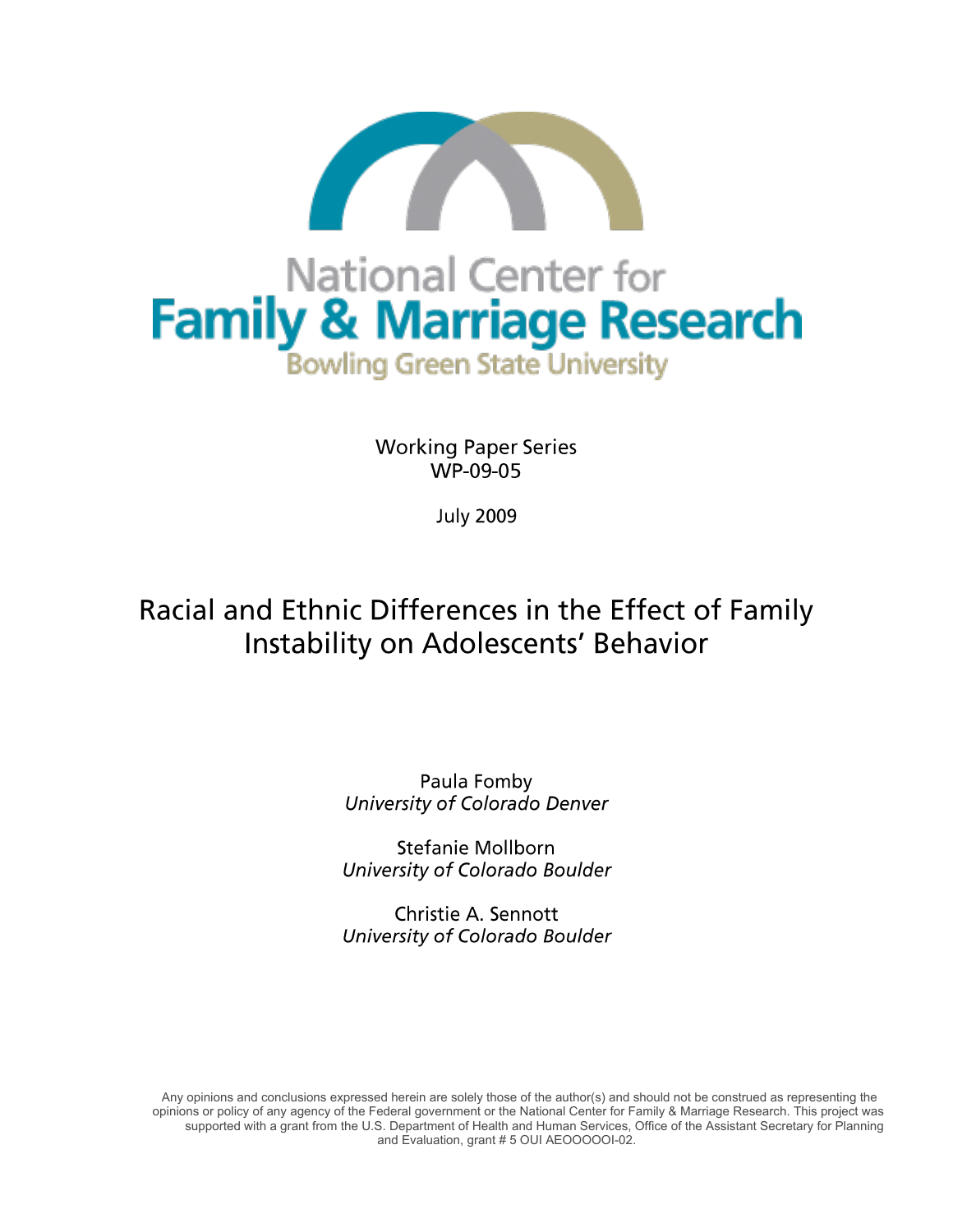National Center for
# Family & Marriage Research
Bowling Green State University

Working Paper Series
WP-09-05

July 2009

# Racial and Ethnic Differences in the Effect of Family Instability on Adolescents' Behavior

Paula Fomby
*University of Colorado Denver*

Stefanie Mollborn
*University of Colorado Boulder*

Christie A. Sennott
*University of Colorado Boulder*

Any opinions and conclusions expressed herein are solely those of the author(s) and should not be construed as representing the opinions or policy of any agency of the Federal government or the National Center for Family & Marriage Research. This project was supported with a grant from the U.S. Department of Health and Human Services, Office of the Assistant Secretary for Planning and Evaluation, grant # 5 OUI AEOOOOOI-02.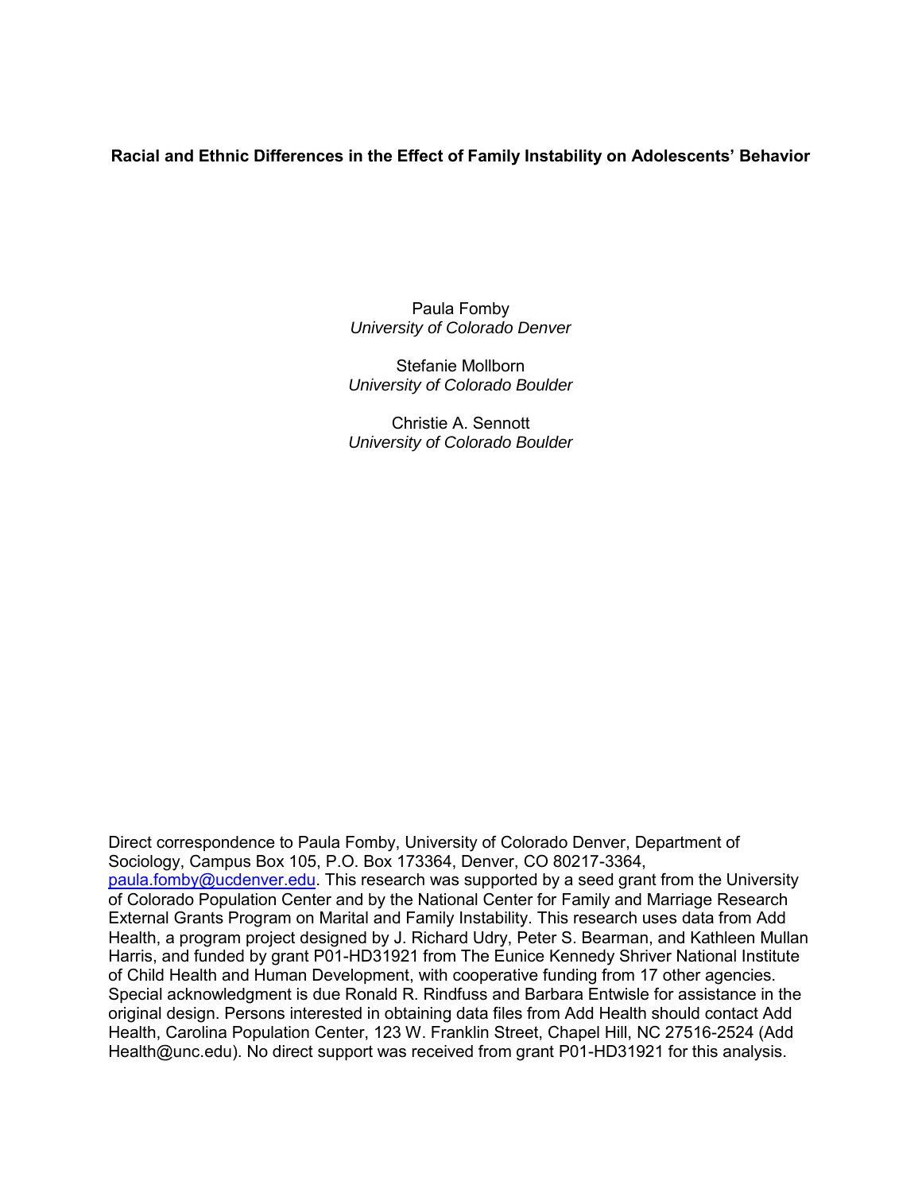**Racial and Ethnic Differences in the Effect of Family Instability on Adolescents' Behavior**

Paula Fomby
*University of Colorado Denver*

Stefanie Mollborn
*University of Colorado Boulder*

Christie A. Sennott
*University of Colorado Boulder*

Direct correspondence to Paula Fomby, University of Colorado Denver, Department of Sociology, Campus Box 105, P.O. Box 173364, Denver, CO 80217-3364, paula.fomby@ucdenver.edu. This research was supported by a seed grant from the University of Colorado Population Center and by the National Center for Family and Marriage Research External Grants Program on Marital and Family Instability. This research uses data from Add Health, a program project designed by J. Richard Udry, Peter S. Bearman, and Kathleen Mullan Harris, and funded by grant P01-HD31921 from The Eunice Kennedy Shriver National Institute of Child Health and Human Development, with cooperative funding from 17 other agencies. Special acknowledgment is due Ronald R. Rindfuss and Barbara Entwisle for assistance in the original design. Persons interested in obtaining data files from Add Health should contact Add Health, Carolina Population Center, 123 W. Franklin Street, Chapel Hill, NC 27516-2524 (Add Health@unc.edu). No direct support was received from grant P01-HD31921 for this analysis.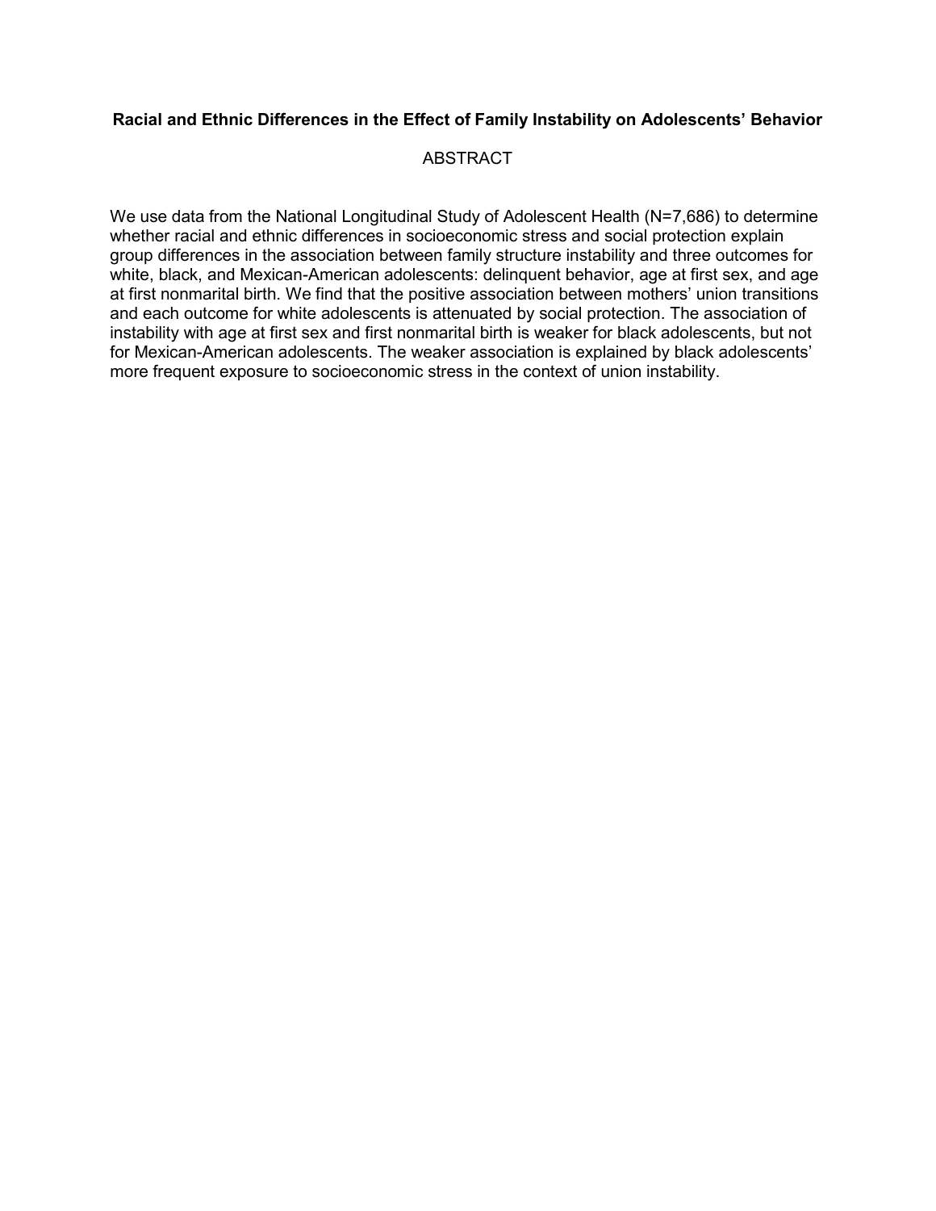**Racial and Ethnic Differences in the Effect of Family Instability on Adolescents' Behavior**

ABSTRACT

We use data from the National Longitudinal Study of Adolescent Health (N=7,686) to determine whether racial and ethnic differences in socioeconomic stress and social protection explain group differences in the association between family structure instability and three outcomes for white, black, and Mexican-American adolescents: delinquent behavior, age at first sex, and age at first nonmarital birth. We find that the positive association between mothers' union transitions and each outcome for white adolescents is attenuated by social protection. The association of instability with age at first sex and first nonmarital birth is weaker for black adolescents, but not for Mexican-American adolescents. The weaker association is explained by black adolescents' more frequent exposure to socioeconomic stress in the context of union instability.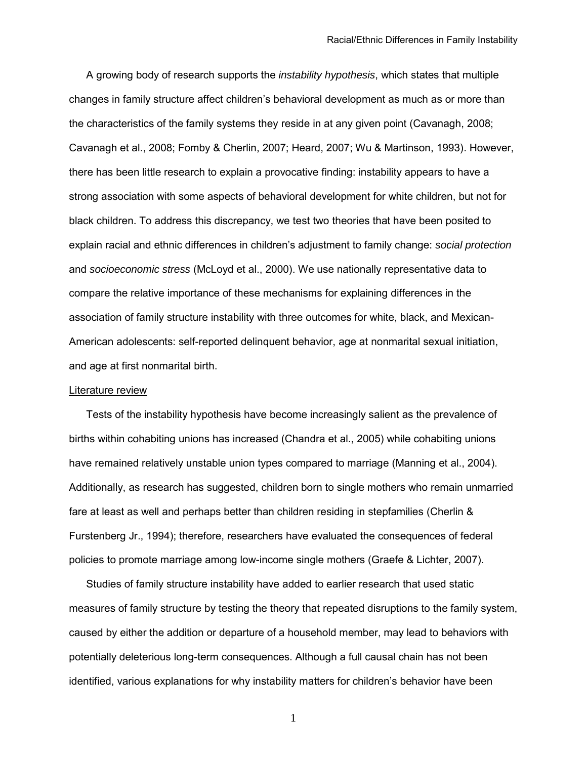A growing body of research supports the *instability hypothesis*, which states that multiple changes in family structure affect children's behavioral development as much as or more than the characteristics of the family systems they reside in at any given point (Cavanagh, 2008; Cavanagh et al., 2008; Fomby & Cherlin, 2007; Heard, 2007; Wu & Martinson, 1993). However, there has been little research to explain a provocative finding: instability appears to have a strong association with some aspects of behavioral development for white children, but not for black children. To address this discrepancy, we test two theories that have been posited to explain racial and ethnic differences in children's adjustment to family change: *social protection* and *socioeconomic stress* (McLoyd et al., 2000). We use nationally representative data to compare the relative importance of these mechanisms for explaining differences in the association of family structure instability with three outcomes for white, black, and Mexican-American adolescents: self-reported delinquent behavior, age at nonmarital sexual initiation, and age at first nonmarital birth.

## Literature review

Tests of the instability hypothesis have become increasingly salient as the prevalence of births within cohabiting unions has increased (Chandra et al., 2005) while cohabiting unions have remained relatively unstable union types compared to marriage (Manning et al., 2004). Additionally, as research has suggested, children born to single mothers who remain unmarried fare at least as well and perhaps better than children residing in stepfamilies (Cherlin & Furstenberg Jr., 1994); therefore, researchers have evaluated the consequences of federal policies to promote marriage among low-income single mothers (Graefe & Lichter, 2007).

Studies of family structure instability have added to earlier research that used static measures of family structure by testing the theory that repeated disruptions to the family system, caused by either the addition or departure of a household member, may lead to behaviors with potentially deleterious long-term consequences. Although a full causal chain has not been identified, various explanations for why instability matters for children's behavior have been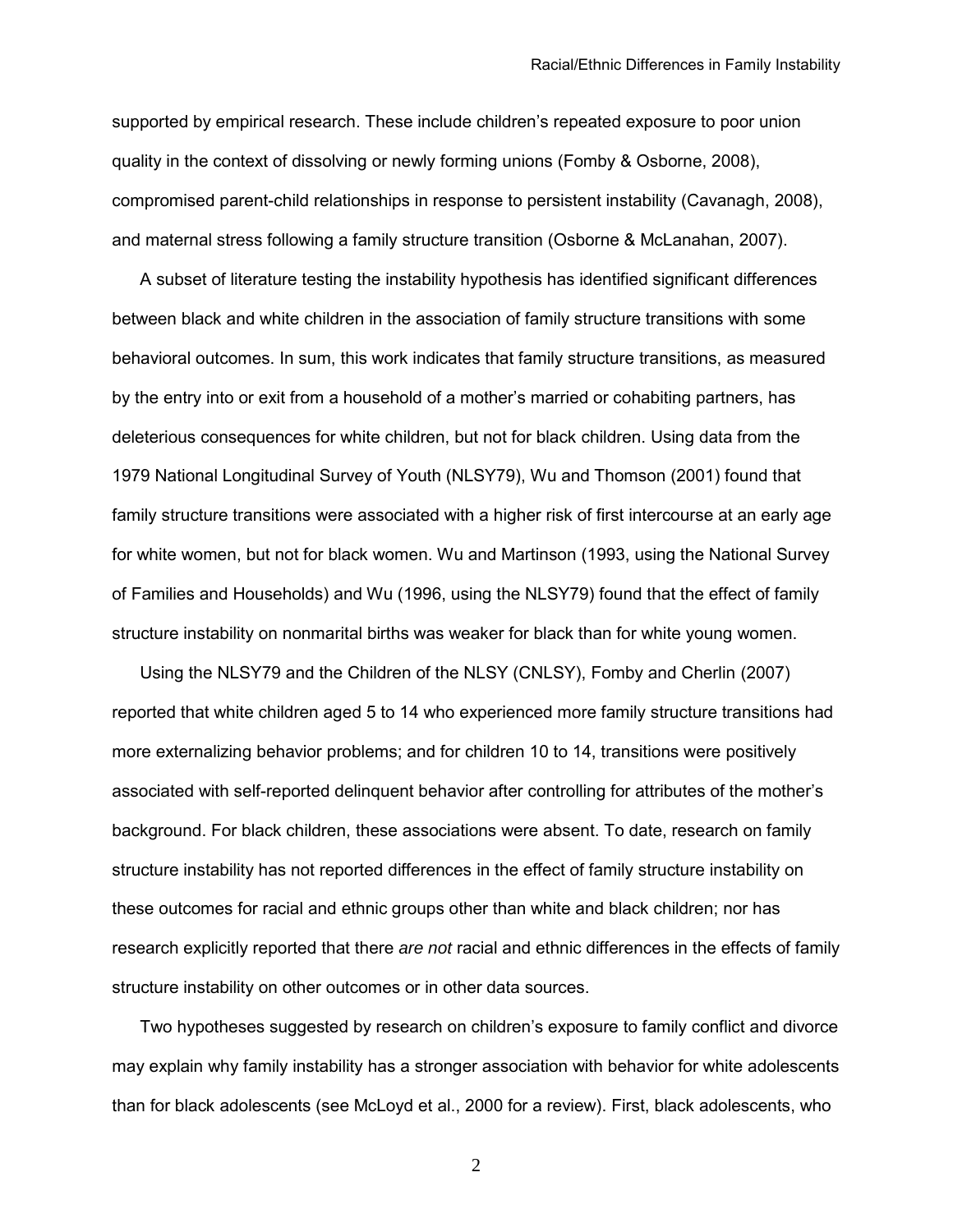supported by empirical research. These include children's repeated exposure to poor union quality in the context of dissolving or newly forming unions (Fomby & Osborne, 2008), compromised parent-child relationships in response to persistent instability (Cavanagh, 2008), and maternal stress following a family structure transition (Osborne & McLanahan, 2007).

A subset of literature testing the instability hypothesis has identified significant differences between black and white children in the association of family structure transitions with some behavioral outcomes. In sum, this work indicates that family structure transitions, as measured by the entry into or exit from a household of a mother's married or cohabiting partners, has deleterious consequences for white children, but not for black children. Using data from the 1979 National Longitudinal Survey of Youth (NLSY79), Wu and Thomson (2001) found that family structure transitions were associated with a higher risk of first intercourse at an early age for white women, but not for black women. Wu and Martinson (1993, using the National Survey of Families and Households) and Wu (1996, using the NLSY79) found that the effect of family structure instability on nonmarital births was weaker for black than for white young women.

Using the NLSY79 and the Children of the NLSY (CNLSY), Fomby and Cherlin (2007) reported that white children aged 5 to 14 who experienced more family structure transitions had more externalizing behavior problems; and for children 10 to 14, transitions were positively associated with self-reported delinquent behavior after controlling for attributes of the mother's background. For black children, these associations were absent. To date, research on family structure instability has not reported differences in the effect of family structure instability on these outcomes for racial and ethnic groups other than white and black children; nor has research explicitly reported that there *are not* racial and ethnic differences in the effects of family structure instability on other outcomes or in other data sources.

Two hypotheses suggested by research on children's exposure to family conflict and divorce may explain why family instability has a stronger association with behavior for white adolescents than for black adolescents (see McLoyd et al., 2000 for a review). First, black adolescents, who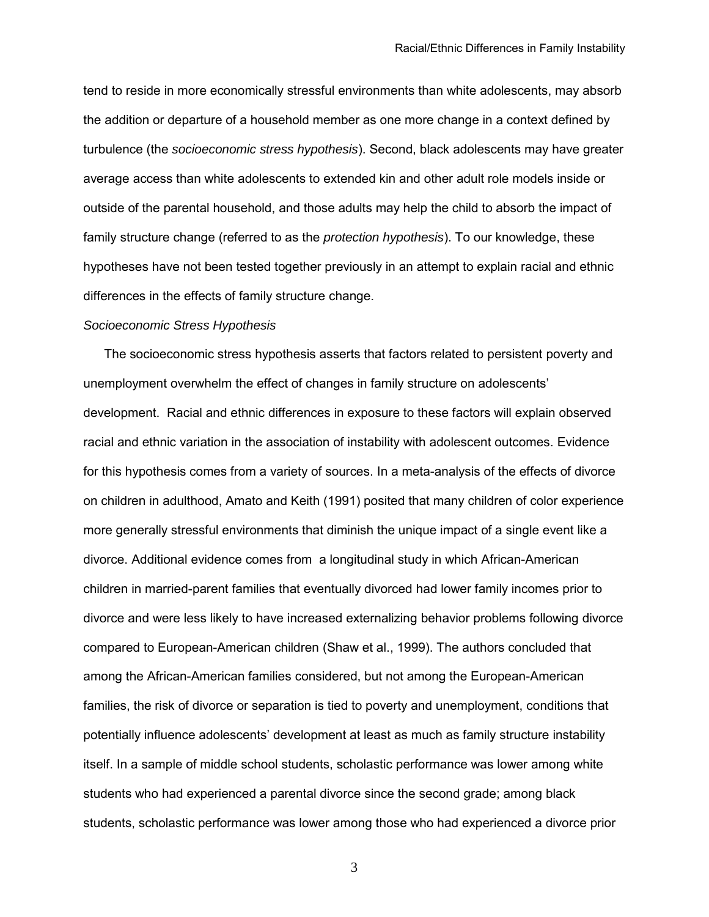tend to reside in more economically stressful environments than white adolescents, may absorb the addition or departure of a household member as one more change in a context defined by turbulence (the *socioeconomic stress hypothesis*). Second, black adolescents may have greater average access than white adolescents to extended kin and other adult role models inside or outside of the parental household, and those adults may help the child to absorb the impact of family structure change (referred to as the *protection hypothesis*). To our knowledge, these hypotheses have not been tested together previously in an attempt to explain racial and ethnic differences in the effects of family structure change.

*Socioeconomic Stress Hypothesis*

The socioeconomic stress hypothesis asserts that factors related to persistent poverty and unemployment overwhelm the effect of changes in family structure on adolescents' development. Racial and ethnic differences in exposure to these factors will explain observed racial and ethnic variation in the association of instability with adolescent outcomes. Evidence for this hypothesis comes from a variety of sources. In a meta-analysis of the effects of divorce on children in adulthood, Amato and Keith (1991) posited that many children of color experience more generally stressful environments that diminish the unique impact of a single event like a divorce. Additional evidence comes from a longitudinal study in which African-American children in married-parent families that eventually divorced had lower family incomes prior to divorce and were less likely to have increased externalizing behavior problems following divorce compared to European-American children (Shaw et al., 1999). The authors concluded that among the African-American families considered, but not among the European-American families, the risk of divorce or separation is tied to poverty and unemployment, conditions that potentially influence adolescents' development at least as much as family structure instability itself. In a sample of middle school students, scholastic performance was lower among white students who had experienced a parental divorce since the second grade; among black students, scholastic performance was lower among those who had experienced a divorce prior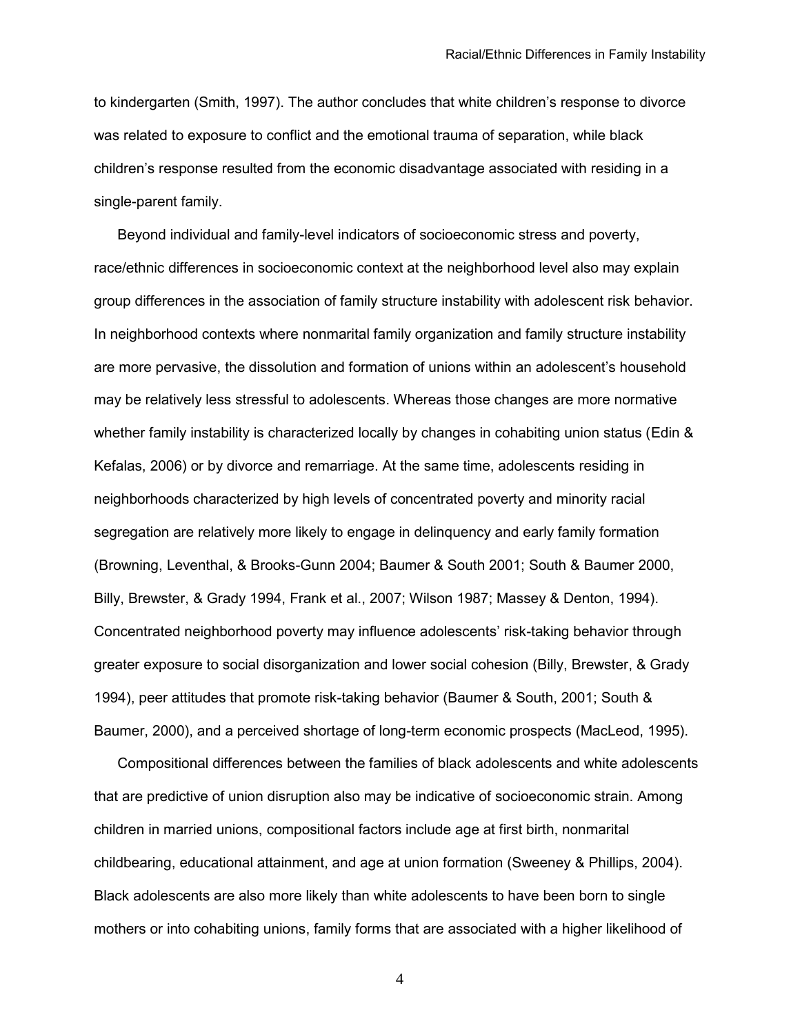to kindergarten (Smith, 1997). The author concludes that white children's response to divorce was related to exposure to conflict and the emotional trauma of separation, while black children's response resulted from the economic disadvantage associated with residing in a single-parent family.

Beyond individual and family-level indicators of socioeconomic stress and poverty, race/ethnic differences in socioeconomic context at the neighborhood level also may explain group differences in the association of family structure instability with adolescent risk behavior. In neighborhood contexts where nonmarital family organization and family structure instability are more pervasive, the dissolution and formation of unions within an adolescent's household may be relatively less stressful to adolescents. Whereas those changes are more normative whether family instability is characterized locally by changes in cohabiting union status (Edin & Kefalas, 2006) or by divorce and remarriage. At the same time, adolescents residing in neighborhoods characterized by high levels of concentrated poverty and minority racial segregation are relatively more likely to engage in delinquency and early family formation (Browning, Leventhal, & Brooks-Gunn 2004; Baumer & South 2001; South & Baumer 2000, Billy, Brewster, & Grady 1994, Frank et al., 2007; Wilson 1987; Massey & Denton, 1994). Concentrated neighborhood poverty may influence adolescents' risk-taking behavior through greater exposure to social disorganization and lower social cohesion (Billy, Brewster, & Grady 1994), peer attitudes that promote risk-taking behavior (Baumer & South, 2001; South & Baumer, 2000), and a perceived shortage of long-term economic prospects (MacLeod, 1995).

Compositional differences between the families of black adolescents and white adolescents that are predictive of union disruption also may be indicative of socioeconomic strain. Among children in married unions, compositional factors include age at first birth, nonmarital childbearing, educational attainment, and age at union formation (Sweeney & Phillips, 2004). Black adolescents are also more likely than white adolescents to have been born to single mothers or into cohabiting unions, family forms that are associated with a higher likelihood of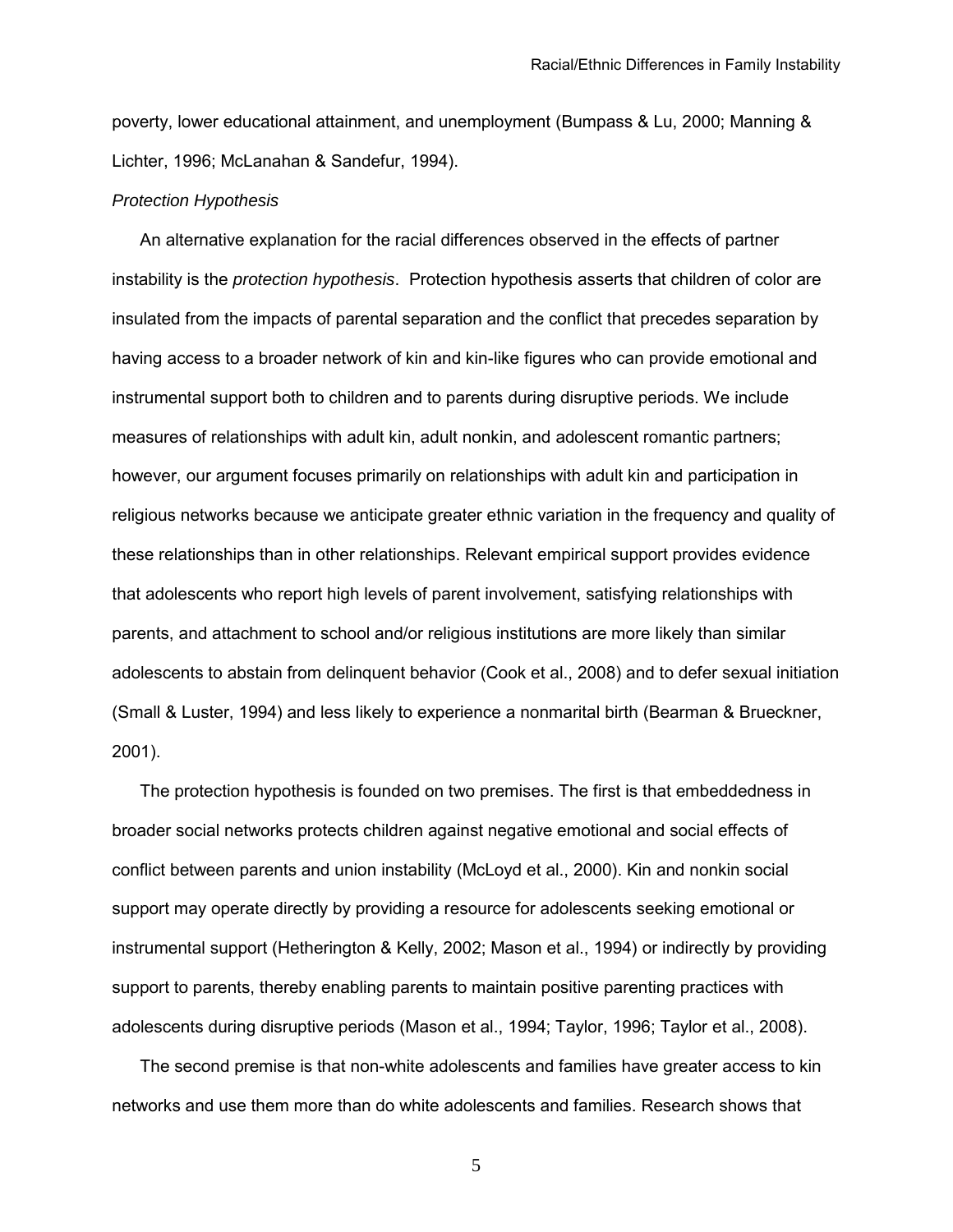poverty, lower educational attainment, and unemployment (Bumpass & Lu, 2000; Manning & Lichter, 1996; McLanahan & Sandefur, 1994).

*Protection Hypothesis*

An alternative explanation for the racial differences observed in the effects of partner instability is the *protection hypothesis*. Protection hypothesis asserts that children of color are insulated from the impacts of parental separation and the conflict that precedes separation by having access to a broader network of kin and kin-like figures who can provide emotional and instrumental support both to children and to parents during disruptive periods. We include measures of relationships with adult kin, adult nonkin, and adolescent romantic partners; however, our argument focuses primarily on relationships with adult kin and participation in religious networks because we anticipate greater ethnic variation in the frequency and quality of these relationships than in other relationships. Relevant empirical support provides evidence that adolescents who report high levels of parent involvement, satisfying relationships with parents, and attachment to school and/or religious institutions are more likely than similar adolescents to abstain from delinquent behavior (Cook et al., 2008) and to defer sexual initiation (Small & Luster, 1994) and less likely to experience a nonmarital birth (Bearman & Brueckner, 2001).

The protection hypothesis is founded on two premises. The first is that embeddedness in broader social networks protects children against negative emotional and social effects of conflict between parents and union instability (McLoyd et al., 2000). Kin and nonkin social support may operate directly by providing a resource for adolescents seeking emotional or instrumental support (Hetherington & Kelly, 2002; Mason et al., 1994) or indirectly by providing support to parents, thereby enabling parents to maintain positive parenting practices with adolescents during disruptive periods (Mason et al., 1994; Taylor, 1996; Taylor et al., 2008).

The second premise is that non-white adolescents and families have greater access to kin networks and use them more than do white adolescents and families. Research shows that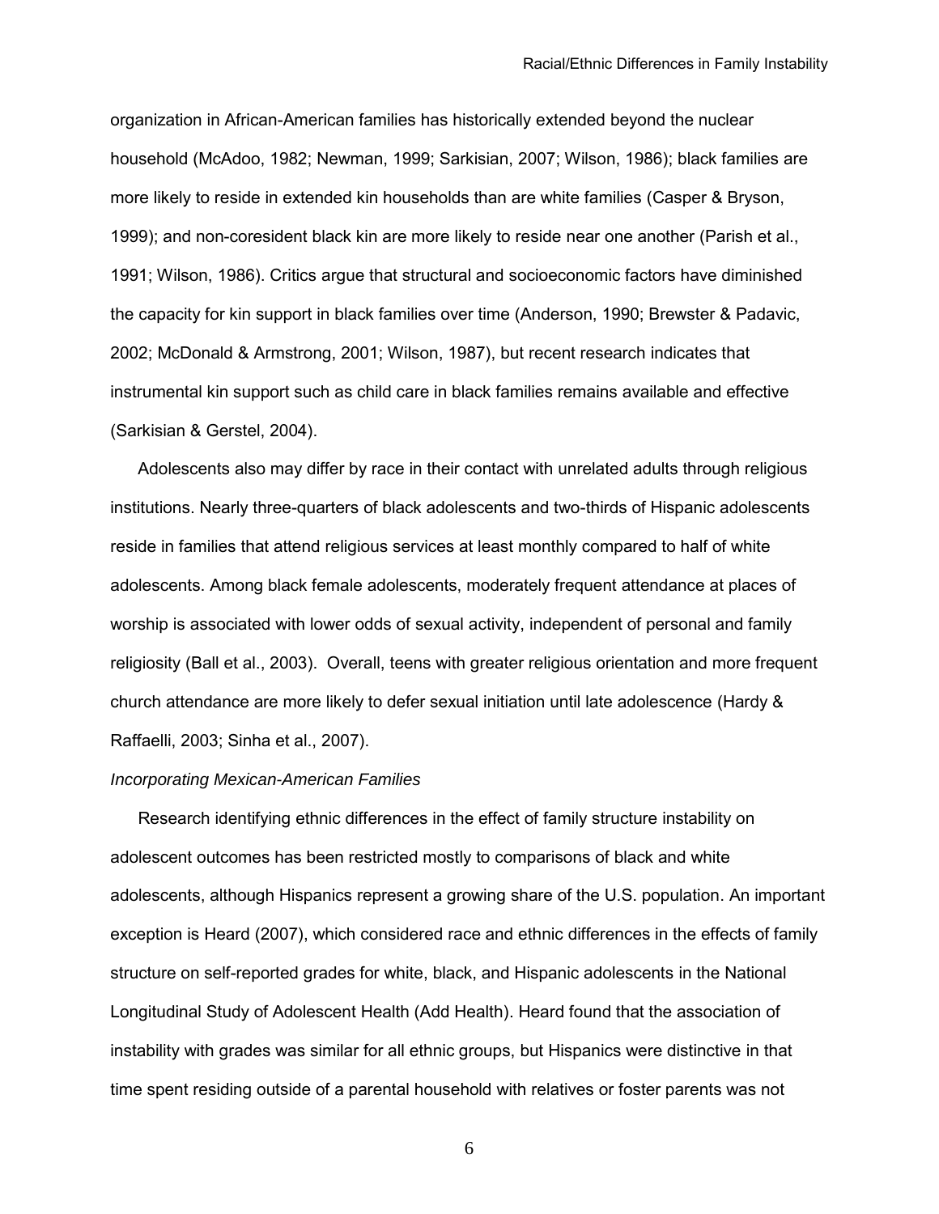organization in African-American families has historically extended beyond the nuclear household (McAdoo, 1982; Newman, 1999; Sarkisian, 2007; Wilson, 1986); black families are more likely to reside in extended kin households than are white families (Casper & Bryson, 1999); and non-coresident black kin are more likely to reside near one another (Parish et al., 1991; Wilson, 1986). Critics argue that structural and socioeconomic factors have diminished the capacity for kin support in black families over time (Anderson, 1990; Brewster & Padavic, 2002; McDonald & Armstrong, 2001; Wilson, 1987), but recent research indicates that instrumental kin support such as child care in black families remains available and effective (Sarkisian & Gerstel, 2004).

Adolescents also may differ by race in their contact with unrelated adults through religious institutions. Nearly three-quarters of black adolescents and two-thirds of Hispanic adolescents reside in families that attend religious services at least monthly compared to half of white adolescents. Among black female adolescents, moderately frequent attendance at places of worship is associated with lower odds of sexual activity, independent of personal and family religiosity (Ball et al., 2003). Overall, teens with greater religious orientation and more frequent church attendance are more likely to defer sexual initiation until late adolescence (Hardy & Raffaelli, 2003; Sinha et al., 2007).

*Incorporating Mexican-American Families*

Research identifying ethnic differences in the effect of family structure instability on adolescent outcomes has been restricted mostly to comparisons of black and white adolescents, although Hispanics represent a growing share of the U.S. population. An important exception is Heard (2007), which considered race and ethnic differences in the effects of family structure on self-reported grades for white, black, and Hispanic adolescents in the National Longitudinal Study of Adolescent Health (Add Health). Heard found that the association of instability with grades was similar for all ethnic groups, but Hispanics were distinctive in that time spent residing outside of a parental household with relatives or foster parents was not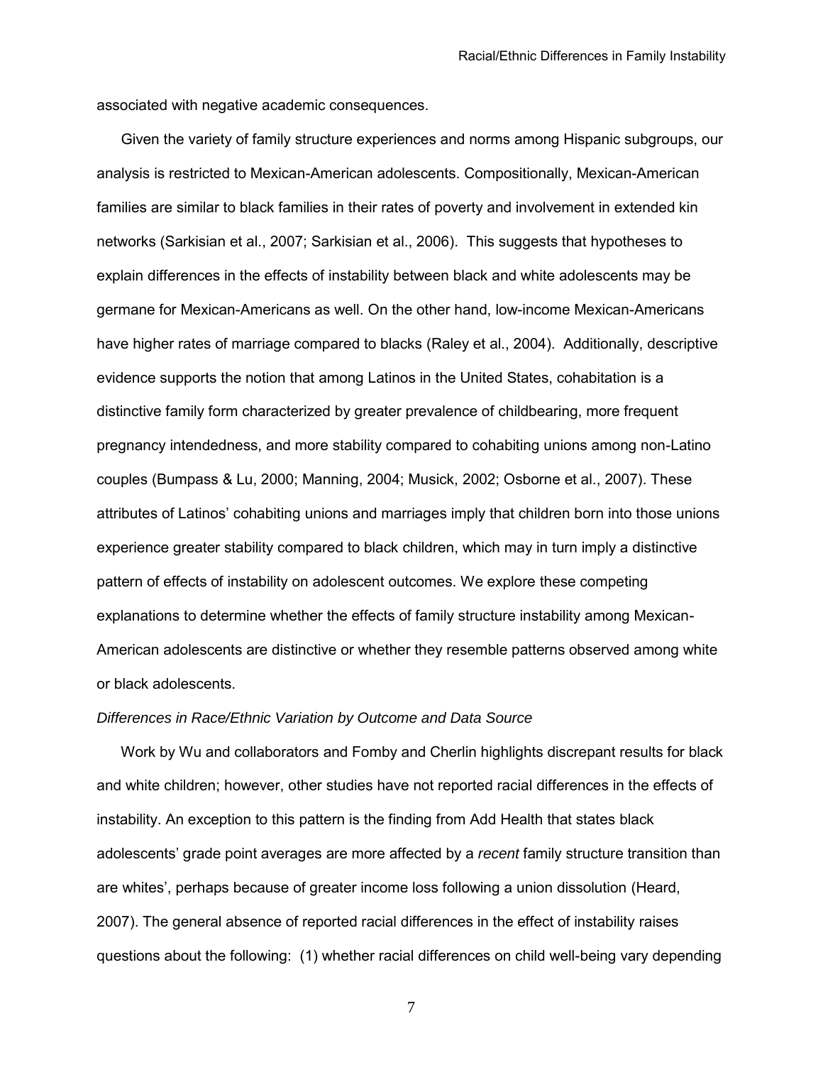associated with negative academic consequences.

Given the variety of family structure experiences and norms among Hispanic subgroups, our analysis is restricted to Mexican-American adolescents. Compositionally, Mexican-American families are similar to black families in their rates of poverty and involvement in extended kin networks (Sarkisian et al., 2007; Sarkisian et al., 2006). This suggests that hypotheses to explain differences in the effects of instability between black and white adolescents may be germane for Mexican-Americans as well. On the other hand, low-income Mexican-Americans have higher rates of marriage compared to blacks (Raley et al., 2004). Additionally, descriptive evidence supports the notion that among Latinos in the United States, cohabitation is a distinctive family form characterized by greater prevalence of childbearing, more frequent pregnancy intendedness, and more stability compared to cohabiting unions among non-Latino couples (Bumpass & Lu, 2000; Manning, 2004; Musick, 2002; Osborne et al., 2007). These attributes of Latinos' cohabiting unions and marriages imply that children born into those unions experience greater stability compared to black children, which may in turn imply a distinctive pattern of effects of instability on adolescent outcomes. We explore these competing explanations to determine whether the effects of family structure instability among Mexican-American adolescents are distinctive or whether they resemble patterns observed among white or black adolescents.

*Differences in Race/Ethnic Variation by Outcome and Data Source*

Work by Wu and collaborators and Fomby and Cherlin highlights discrepant results for black and white children; however, other studies have not reported racial differences in the effects of instability. An exception to this pattern is the finding from Add Health that states black adolescents' grade point averages are more affected by a *recent* family structure transition than are whites', perhaps because of greater income loss following a union dissolution (Heard, 2007). The general absence of reported racial differences in the effect of instability raises questions about the following: (1) whether racial differences on child well-being vary depending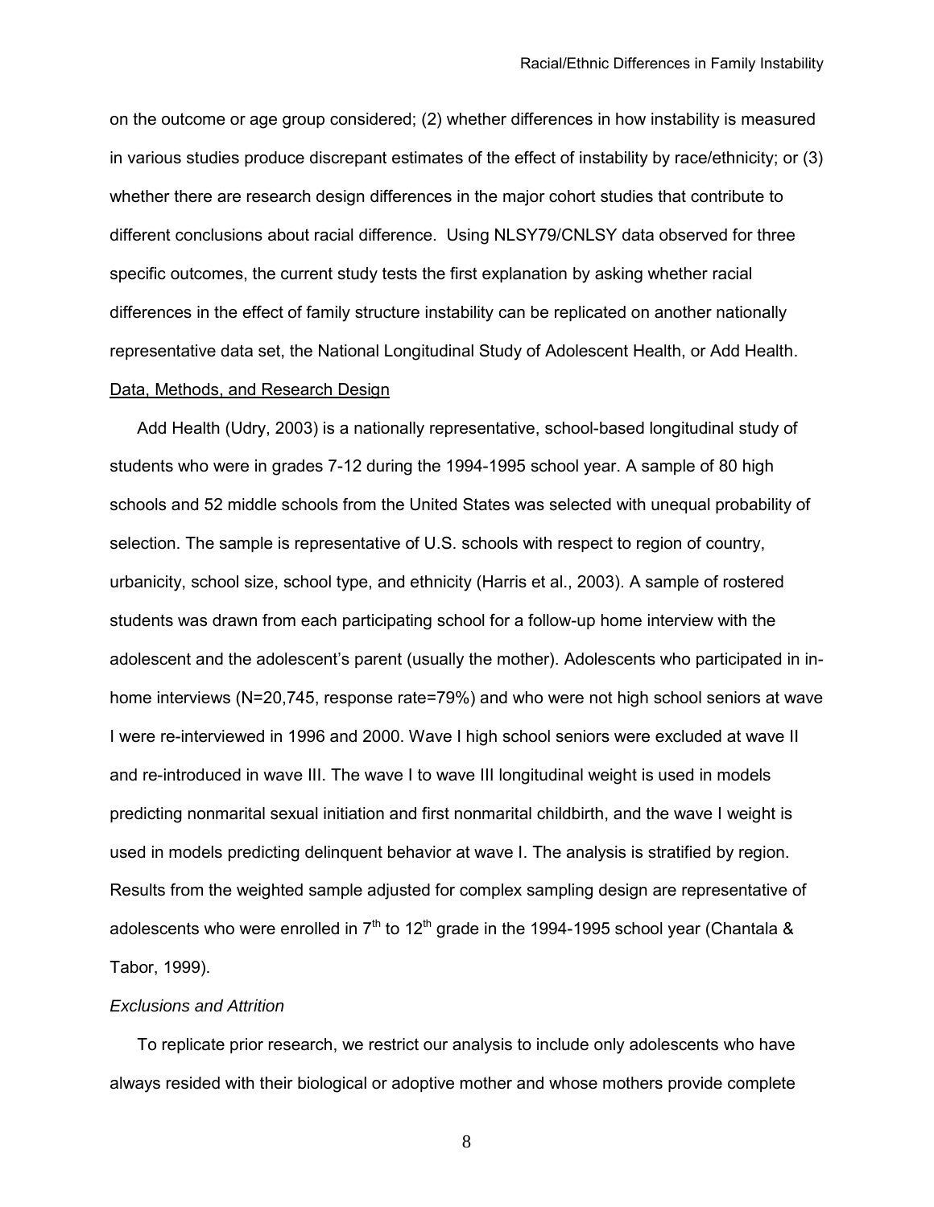on the outcome or age group considered; (2) whether differences in how instability is measured in various studies produce discrepant estimates of the effect of instability by race/ethnicity; or (3) whether there are research design differences in the major cohort studies that contribute to different conclusions about racial difference. Using NLSY79/CNLSY data observed for three specific outcomes, the current study tests the first explanation by asking whether racial differences in the effect of family structure instability can be replicated on another nationally representative data set, the National Longitudinal Study of Adolescent Health, or Add Health.

## Data, Methods, and Research Design

Add Health (Udry, 2003) is a nationally representative, school-based longitudinal study of students who were in grades 7-12 during the 1994-1995 school year. A sample of 80 high schools and 52 middle schools from the United States was selected with unequal probability of selection. The sample is representative of U.S. schools with respect to region of country, urbanicity, school size, school type, and ethnicity (Harris et al., 2003). A sample of rostered students was drawn from each participating school for a follow-up home interview with the adolescent and the adolescent's parent (usually the mother). Adolescents who participated in in-home interviews (N=20,745, response rate=79%) and who were not high school seniors at wave I were re-interviewed in 1996 and 2000. Wave I high school seniors were excluded at wave II and re-introduced in wave III. The wave I to wave III longitudinal weight is used in models predicting nonmarital sexual initiation and first nonmarital childbirth, and the wave I weight is used in models predicting delinquent behavior at wave I. The analysis is stratified by region. Results from the weighted sample adjusted for complex sampling design are representative of adolescents who were enrolled in 7th to 12th grade in the 1994-1995 school year (Chantala & Tabor, 1999).

### *Exclusions and Attrition*

To replicate prior research, we restrict our analysis to include only adolescents who have always resided with their biological or adoptive mother and whose mothers provide complete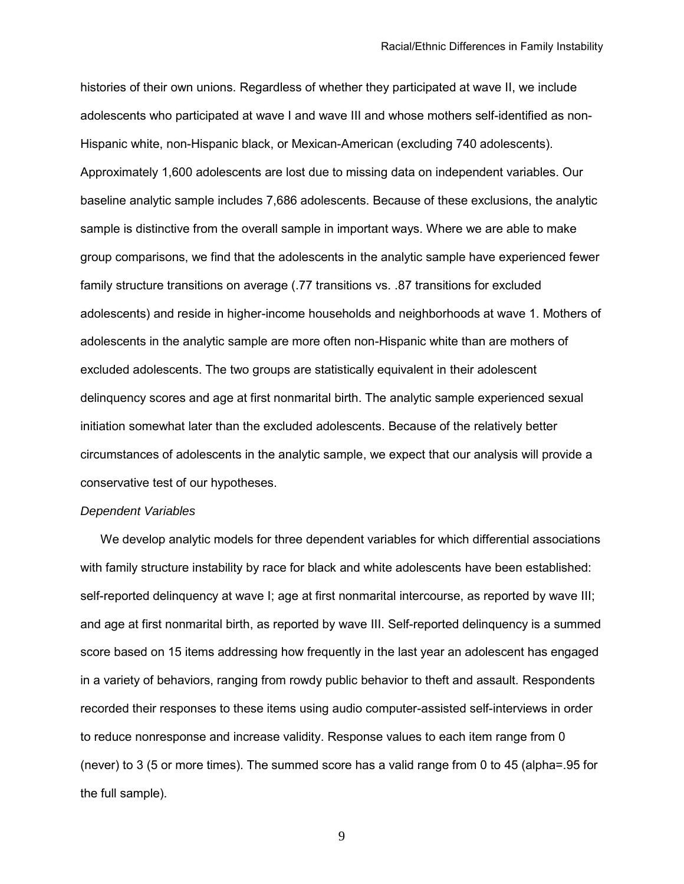histories of their own unions. Regardless of whether they participated at wave II, we include adolescents who participated at wave I and wave III and whose mothers self-identified as non-Hispanic white, non-Hispanic black, or Mexican-American (excluding 740 adolescents). Approximately 1,600 adolescents are lost due to missing data on independent variables. Our baseline analytic sample includes 7,686 adolescents. Because of these exclusions, the analytic sample is distinctive from the overall sample in important ways. Where we are able to make group comparisons, we find that the adolescents in the analytic sample have experienced fewer family structure transitions on average (.77 transitions vs. .87 transitions for excluded adolescents) and reside in higher-income households and neighborhoods at wave 1. Mothers of adolescents in the analytic sample are more often non-Hispanic white than are mothers of excluded adolescents. The two groups are statistically equivalent in their adolescent delinquency scores and age at first nonmarital birth. The analytic sample experienced sexual initiation somewhat later than the excluded adolescents. Because of the relatively better circumstances of adolescents in the analytic sample, we expect that our analysis will provide a conservative test of our hypotheses.

*Dependent Variables*

We develop analytic models for three dependent variables for which differential associations with family structure instability by race for black and white adolescents have been established: self-reported delinquency at wave I; age at first nonmarital intercourse, as reported by wave III; and age at first nonmarital birth, as reported by wave III. Self-reported delinquency is a summed score based on 15 items addressing how frequently in the last year an adolescent has engaged in a variety of behaviors, ranging from rowdy public behavior to theft and assault. Respondents recorded their responses to these items using audio computer-assisted self-interviews in order to reduce nonresponse and increase validity. Response values to each item range from 0 (never) to 3 (5 or more times). The summed score has a valid range from 0 to 45 (alpha=.95 for the full sample).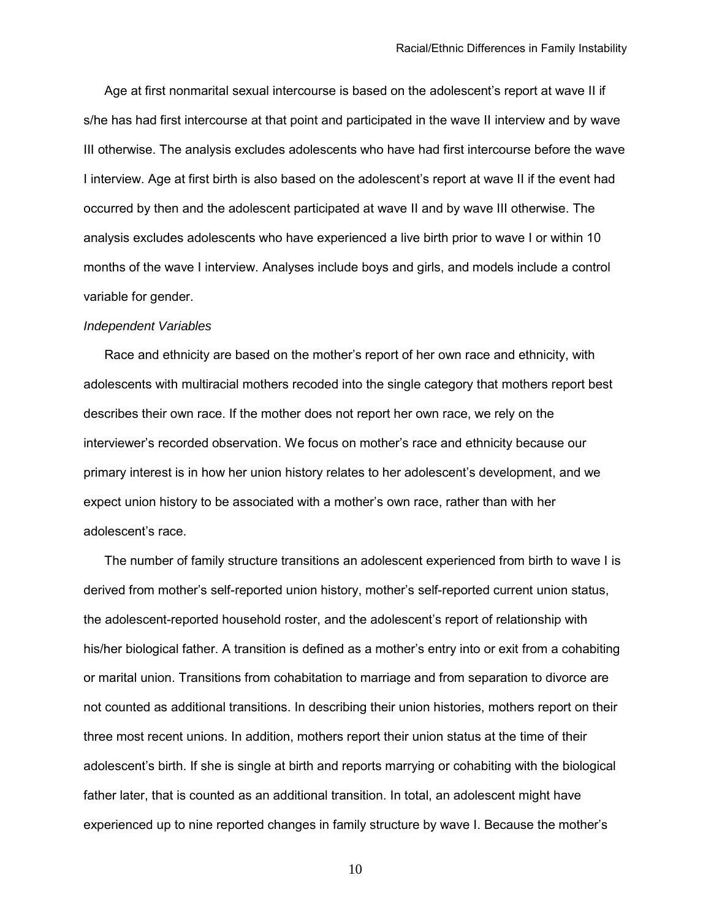Age at first nonmarital sexual intercourse is based on the adolescent's report at wave II if s/he has had first intercourse at that point and participated in the wave II interview and by wave III otherwise. The analysis excludes adolescents who have had first intercourse before the wave I interview. Age at first birth is also based on the adolescent's report at wave II if the event had occurred by then and the adolescent participated at wave II and by wave III otherwise. The analysis excludes adolescents who have experienced a live birth prior to wave I or within 10 months of the wave I interview. Analyses include boys and girls, and models include a control variable for gender.

*Independent Variables*

Race and ethnicity are based on the mother's report of her own race and ethnicity, with adolescents with multiracial mothers recoded into the single category that mothers report best describes their own race. If the mother does not report her own race, we rely on the interviewer's recorded observation. We focus on mother's race and ethnicity because our primary interest is in how her union history relates to her adolescent's development, and we expect union history to be associated with a mother's own race, rather than with her adolescent's race.

The number of family structure transitions an adolescent experienced from birth to wave I is derived from mother's self-reported union history, mother's self-reported current union status, the adolescent-reported household roster, and the adolescent's report of relationship with his/her biological father. A transition is defined as a mother's entry into or exit from a cohabiting or marital union. Transitions from cohabitation to marriage and from separation to divorce are not counted as additional transitions. In describing their union histories, mothers report on their three most recent unions. In addition, mothers report their union status at the time of their adolescent's birth. If she is single at birth and reports marrying or cohabiting with the biological father later, that is counted as an additional transition. In total, an adolescent might have experienced up to nine reported changes in family structure by wave I. Because the mother's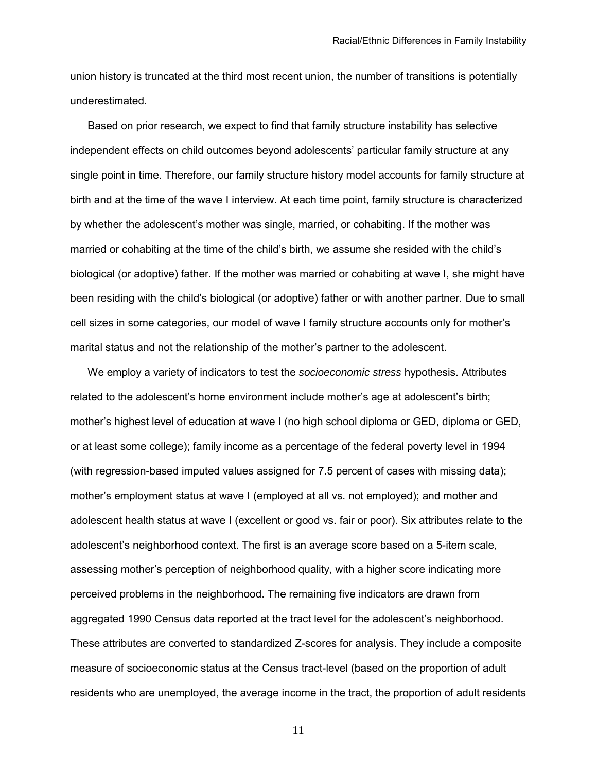union history is truncated at the third most recent union, the number of transitions is potentially underestimated.

Based on prior research, we expect to find that family structure instability has selective independent effects on child outcomes beyond adolescents' particular family structure at any single point in time. Therefore, our family structure history model accounts for family structure at birth and at the time of the wave I interview. At each time point, family structure is characterized by whether the adolescent's mother was single, married, or cohabiting. If the mother was married or cohabiting at the time of the child's birth, we assume she resided with the child's biological (or adoptive) father. If the mother was married or cohabiting at wave I, she might have been residing with the child's biological (or adoptive) father or with another partner. Due to small cell sizes in some categories, our model of wave I family structure accounts only for mother's marital status and not the relationship of the mother's partner to the adolescent.

We employ a variety of indicators to test the *socioeconomic stress* hypothesis. Attributes related to the adolescent's home environment include mother's age at adolescent's birth; mother's highest level of education at wave I (no high school diploma or GED, diploma or GED, or at least some college); family income as a percentage of the federal poverty level in 1994 (with regression-based imputed values assigned for 7.5 percent of cases with missing data); mother's employment status at wave I (employed at all vs. not employed); and mother and adolescent health status at wave I (excellent or good vs. fair or poor). Six attributes relate to the adolescent's neighborhood context. The first is an average score based on a 5-item scale, assessing mother's perception of neighborhood quality, with a higher score indicating more perceived problems in the neighborhood. The remaining five indicators are drawn from aggregated 1990 Census data reported at the tract level for the adolescent's neighborhood. These attributes are converted to standardized Z-scores for analysis. They include a composite measure of socioeconomic status at the Census tract-level (based on the proportion of adult residents who are unemployed, the average income in the tract, the proportion of adult residents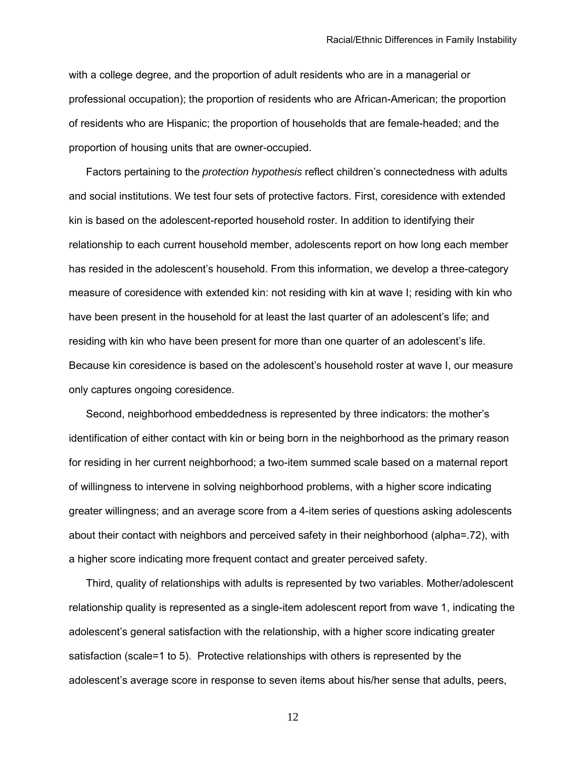with a college degree, and the proportion of adult residents who are in a managerial or professional occupation); the proportion of residents who are African-American; the proportion of residents who are Hispanic; the proportion of households that are female-headed; and the proportion of housing units that are owner-occupied.

Factors pertaining to the *protection hypothesis* reflect children's connectedness with adults and social institutions. We test four sets of protective factors. First, coresidence with extended kin is based on the adolescent-reported household roster. In addition to identifying their relationship to each current household member, adolescents report on how long each member has resided in the adolescent's household. From this information, we develop a three-category measure of coresidence with extended kin: not residing with kin at wave I; residing with kin who have been present in the household for at least the last quarter of an adolescent's life; and residing with kin who have been present for more than one quarter of an adolescent's life. Because kin coresidence is based on the adolescent's household roster at wave I, our measure only captures ongoing coresidence.

Second, neighborhood embeddedness is represented by three indicators: the mother's identification of either contact with kin or being born in the neighborhood as the primary reason for residing in her current neighborhood; a two-item summed scale based on a maternal report of willingness to intervene in solving neighborhood problems, with a higher score indicating greater willingness; and an average score from a 4-item series of questions asking adolescents about their contact with neighbors and perceived safety in their neighborhood (alpha=.72), with a higher score indicating more frequent contact and greater perceived safety.

Third, quality of relationships with adults is represented by two variables. Mother/adolescent relationship quality is represented as a single-item adolescent report from wave 1, indicating the adolescent's general satisfaction with the relationship, with a higher score indicating greater satisfaction (scale=1 to 5). Protective relationships with others is represented by the adolescent's average score in response to seven items about his/her sense that adults, peers,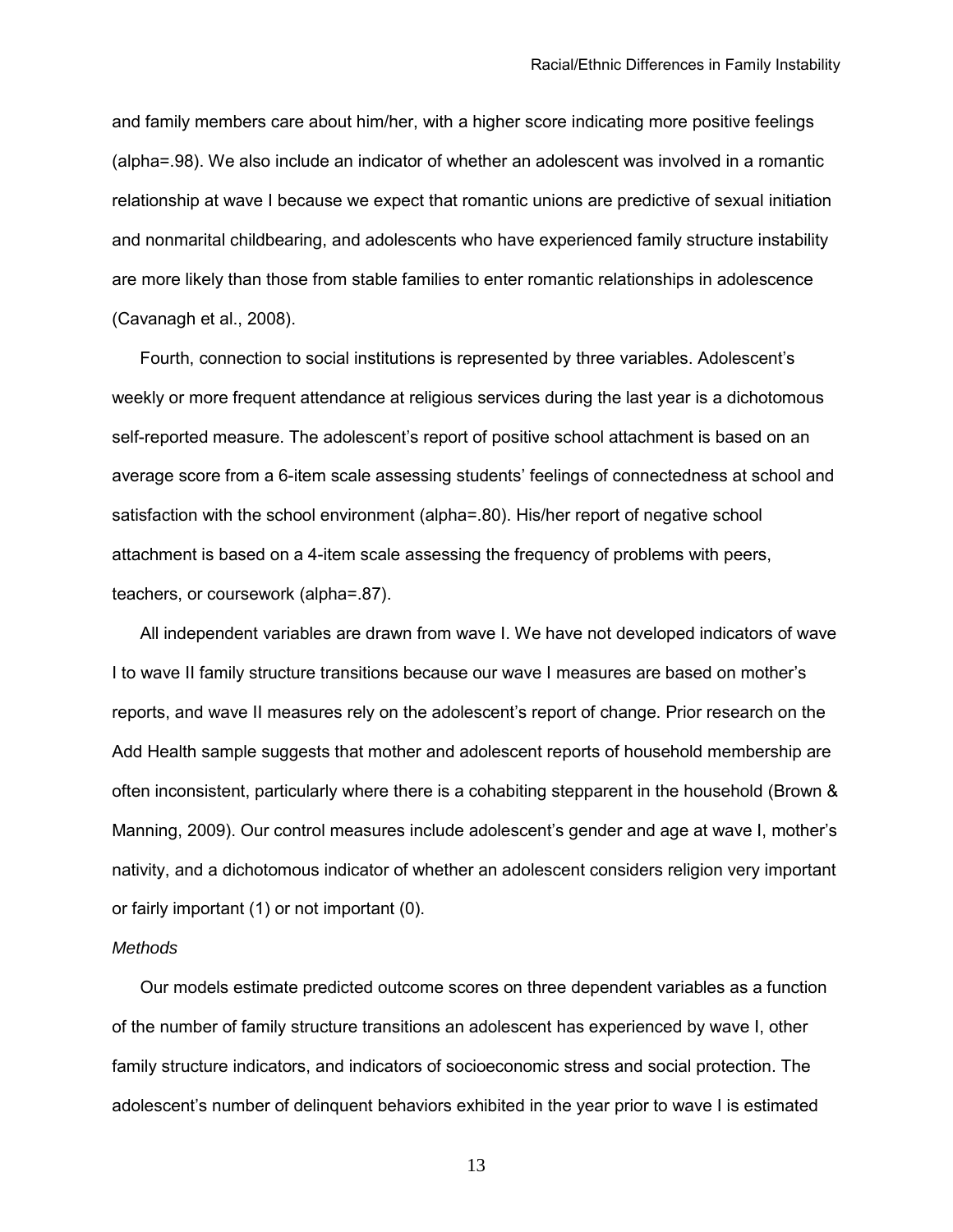and family members care about him/her, with a higher score indicating more positive feelings (alpha=.98). We also include an indicator of whether an adolescent was involved in a romantic relationship at wave I because we expect that romantic unions are predictive of sexual initiation and nonmarital childbearing, and adolescents who have experienced family structure instability are more likely than those from stable families to enter romantic relationships in adolescence (Cavanagh et al., 2008).

Fourth, connection to social institutions is represented by three variables. Adolescent's weekly or more frequent attendance at religious services during the last year is a dichotomous self-reported measure. The adolescent's report of positive school attachment is based on an average score from a 6-item scale assessing students' feelings of connectedness at school and satisfaction with the school environment (alpha=.80). His/her report of negative school attachment is based on a 4-item scale assessing the frequency of problems with peers, teachers, or coursework (alpha=.87).

All independent variables are drawn from wave I. We have not developed indicators of wave I to wave II family structure transitions because our wave I measures are based on mother's reports, and wave II measures rely on the adolescent's report of change. Prior research on the Add Health sample suggests that mother and adolescent reports of household membership are often inconsistent, particularly where there is a cohabiting stepparent in the household (Brown & Manning, 2009). Our control measures include adolescent's gender and age at wave I, mother's nativity, and a dichotomous indicator of whether an adolescent considers religion very important or fairly important (1) or not important (0).

*Methods*

Our models estimate predicted outcome scores on three dependent variables as a function of the number of family structure transitions an adolescent has experienced by wave I, other family structure indicators, and indicators of socioeconomic stress and social protection. The adolescent's number of delinquent behaviors exhibited in the year prior to wave I is estimated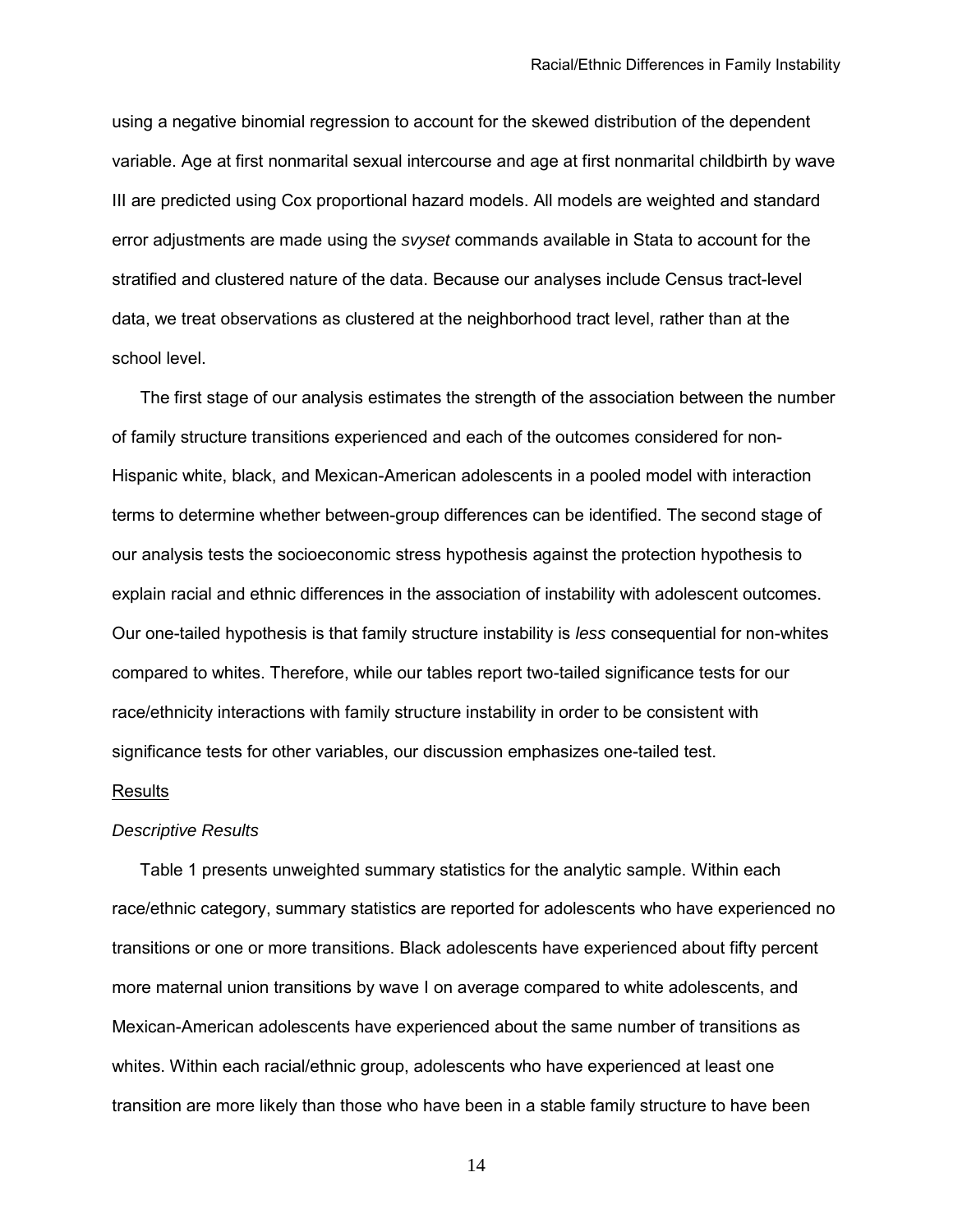using a negative binomial regression to account for the skewed distribution of the dependent variable. Age at first nonmarital sexual intercourse and age at first nonmarital childbirth by wave III are predicted using Cox proportional hazard models. All models are weighted and standard error adjustments are made using the *svyset* commands available in Stata to account for the stratified and clustered nature of the data. Because our analyses include Census tract-level data, we treat observations as clustered at the neighborhood tract level, rather than at the school level.

The first stage of our analysis estimates the strength of the association between the number of family structure transitions experienced and each of the outcomes considered for non-Hispanic white, black, and Mexican-American adolescents in a pooled model with interaction terms to determine whether between-group differences can be identified. The second stage of our analysis tests the socioeconomic stress hypothesis against the protection hypothesis to explain racial and ethnic differences in the association of instability with adolescent outcomes. Our one-tailed hypothesis is that family structure instability is *less* consequential for non-whites compared to whites. Therefore, while our tables report two-tailed significance tests for our race/ethnicity interactions with family structure instability in order to be consistent with significance tests for other variables, our discussion emphasizes one-tailed test.

## Results

### *Descriptive Results*

Table 1 presents unweighted summary statistics for the analytic sample. Within each race/ethnic category, summary statistics are reported for adolescents who have experienced no transitions or one or more transitions. Black adolescents have experienced about fifty percent more maternal union transitions by wave I on average compared to white adolescents, and Mexican-American adolescents have experienced about the same number of transitions as whites. Within each racial/ethnic group, adolescents who have experienced at least one transition are more likely than those who have been in a stable family structure to have been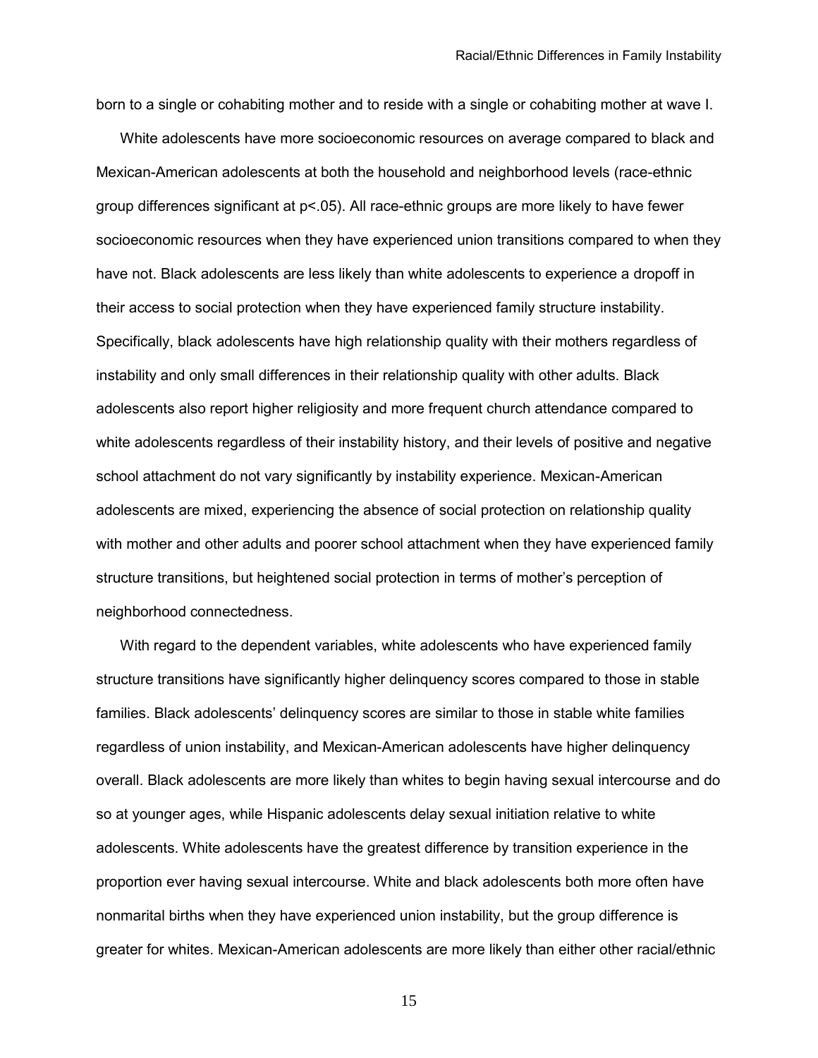born to a single or cohabiting mother and to reside with a single or cohabiting mother at wave I.

White adolescents have more socioeconomic resources on average compared to black and Mexican-American adolescents at both the household and neighborhood levels (race-ethnic group differences significant at $p<.05$). All race-ethnic groups are more likely to have fewer socioeconomic resources when they have experienced union transitions compared to when they have not. Black adolescents are less likely than white adolescents to experience a dropoff in their access to social protection when they have experienced family structure instability. Specifically, black adolescents have high relationship quality with their mothers regardless of instability and only small differences in their relationship quality with other adults. Black adolescents also report higher religiosity and more frequent church attendance compared to white adolescents regardless of their instability history, and their levels of positive and negative school attachment do not vary significantly by instability experience. Mexican-American adolescents are mixed, experiencing the absence of social protection on relationship quality with mother and other adults and poorer school attachment when they have experienced family structure transitions, but heightened social protection in terms of mother's perception of neighborhood connectedness.

With regard to the dependent variables, white adolescents who have experienced family structure transitions have significantly higher delinquency scores compared to those in stable families. Black adolescents' delinquency scores are similar to those in stable white families regardless of union instability, and Mexican-American adolescents have higher delinquency overall. Black adolescents are more likely than whites to begin having sexual intercourse and do so at younger ages, while Hispanic adolescents delay sexual initiation relative to white adolescents. White adolescents have the greatest difference by transition experience in the proportion ever having sexual intercourse. White and black adolescents both more often have nonmarital births when they have experienced union instability, but the group difference is greater for whites. Mexican-American adolescents are more likely than either other racial/ethnic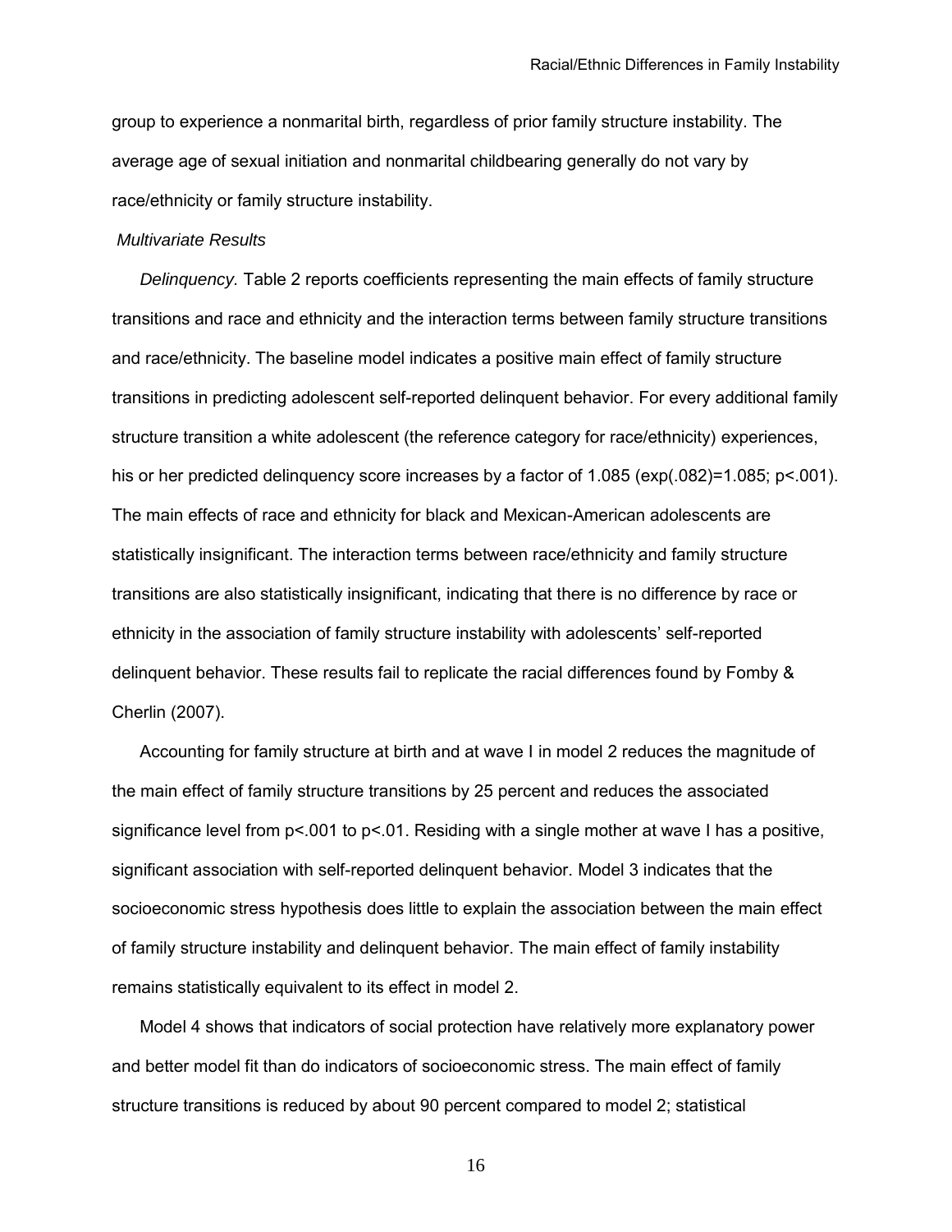group to experience a nonmarital birth, regardless of prior family structure instability. The average age of sexual initiation and nonmarital childbearing generally do not vary by race/ethnicity or family structure instability.

*Multivariate Results*

*Delinquency.* Table 2 reports coefficients representing the main effects of family structure transitions and race and ethnicity and the interaction terms between family structure transitions and race/ethnicity. The baseline model indicates a positive main effect of family structure transitions in predicting adolescent self-reported delinquent behavior. For every additional family structure transition a white adolescent (the reference category for race/ethnicity) experiences, his or her predicted delinquency score increases by a factor of 1.085 ($\exp(.082)=1.085$; $p<.001$). The main effects of race and ethnicity for black and Mexican-American adolescents are statistically insignificant. The interaction terms between race/ethnicity and family structure transitions are also statistically insignificant, indicating that there is no difference by race or ethnicity in the association of family structure instability with adolescents' self-reported delinquent behavior. These results fail to replicate the racial differences found by Fomby & Cherlin (2007).

Accounting for family structure at birth and at wave I in model 2 reduces the magnitude of the main effect of family structure transitions by 25 percent and reduces the associated significance level from $p<.001$ to $p<.01$. Residing with a single mother at wave I has a positive, significant association with self-reported delinquent behavior. Model 3 indicates that the socioeconomic stress hypothesis does little to explain the association between the main effect of family structure instability and delinquent behavior. The main effect of family instability remains statistically equivalent to its effect in model 2.

Model 4 shows that indicators of social protection have relatively more explanatory power and better model fit than do indicators of socioeconomic stress. The main effect of family structure transitions is reduced by about 90 percent compared to model 2; statistical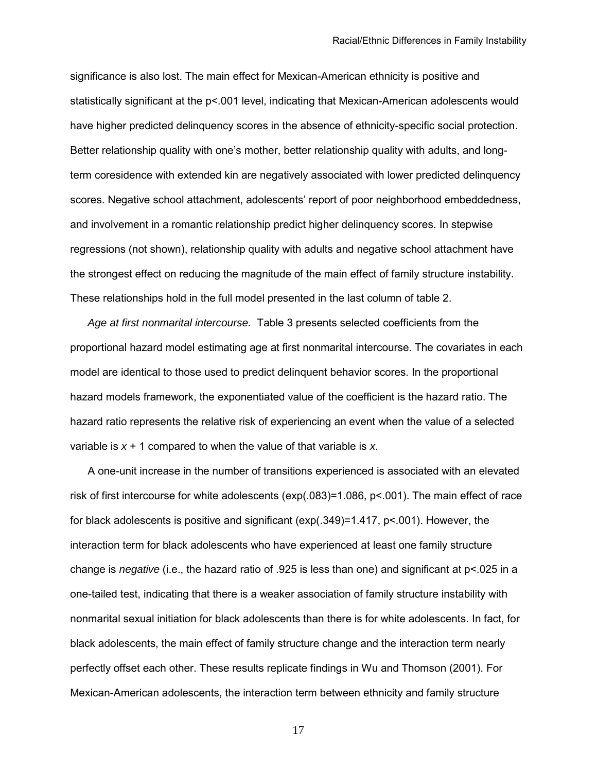significance is also lost. The main effect for Mexican-American ethnicity is positive and statistically significant at the $p<.001$ level, indicating that Mexican-American adolescents would have higher predicted delinquency scores in the absence of ethnicity-specific social protection. Better relationship quality with one's mother, better relationship quality with adults, and long-term coresidence with extended kin are negatively associated with lower predicted delinquency scores. Negative school attachment, adolescents' report of poor neighborhood embeddedness, and involvement in a romantic relationship predict higher delinquency scores. In stepwise regressions (not shown), relationship quality with adults and negative school attachment have the strongest effect on reducing the magnitude of the main effect of family structure instability. These relationships hold in the full model presented in the last column of table 2.

*Age at first nonmarital intercourse.* Table 3 presents selected coefficients from the proportional hazard model estimating age at first nonmarital intercourse. The covariates in each model are identical to those used to predict delinquent behavior scores. In the proportional hazard models framework, the exponentiated value of the coefficient is the hazard ratio. The hazard ratio represents the relative risk of experiencing an event when the value of a selected variable is $x + 1$ compared to when the value of that variable is $x$.

A one-unit increase in the number of transitions experienced is associated with an elevated risk of first intercourse for white adolescents ($\exp(.083)=1.086$, $p<.001$). The main effect of race for black adolescents is positive and significant ($\exp(.349)=1.417$, $p<.001$). However, the interaction term for black adolescents who have experienced at least one family structure change is *negative* (i.e., the hazard ratio of .925 is less than one) and significant at $p<.025$ in a one-tailed test, indicating that there is a weaker association of family structure instability with nonmarital sexual initiation for black adolescents than there is for white adolescents. In fact, for black adolescents, the main effect of family structure change and the interaction term nearly perfectly offset each other. These results replicate findings in Wu and Thomson (2001). For Mexican-American adolescents, the interaction term between ethnicity and family structure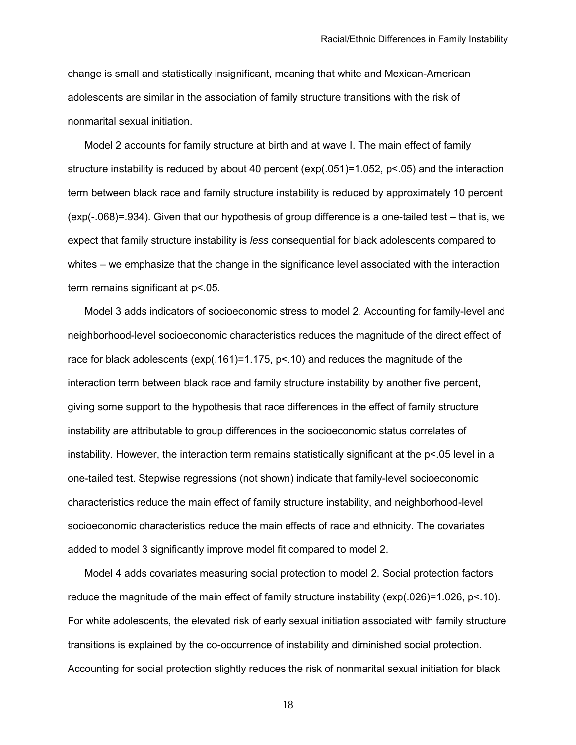change is small and statistically insignificant, meaning that white and Mexican-American adolescents are similar in the association of family structure transitions with the risk of nonmarital sexual initiation.

Model 2 accounts for family structure at birth and at wave I. The main effect of family structure instability is reduced by about 40 percent ($\exp(.051)=1.052$, $p<.05$) and the interaction term between black race and family structure instability is reduced by approximately 10 percent ($\exp(-.068)=.934$). Given that our hypothesis of group difference is a one-tailed test – that is, we expect that family structure instability is *less* consequential for black adolescents compared to whites – we emphasize that the change in the significance level associated with the interaction term remains significant at $p<.05$.

Model 3 adds indicators of socioeconomic stress to model 2. Accounting for family-level and neighborhood-level socioeconomic characteristics reduces the magnitude of the direct effect of race for black adolescents ($\exp(.161)=1.175$, $p<.10$) and reduces the magnitude of the interaction term between black race and family structure instability by another five percent, giving some support to the hypothesis that race differences in the effect of family structure instability are attributable to group differences in the socioeconomic status correlates of instability. However, the interaction term remains statistically significant at the $p<.05$ level in a one-tailed test. Stepwise regressions (not shown) indicate that family-level socioeconomic characteristics reduce the main effect of family structure instability, and neighborhood-level socioeconomic characteristics reduce the main effects of race and ethnicity. The covariates added to model 3 significantly improve model fit compared to model 2.

Model 4 adds covariates measuring social protection to model 2. Social protection factors reduce the magnitude of the main effect of family structure instability ($\exp(.026)=1.026$, $p<.10$). For white adolescents, the elevated risk of early sexual initiation associated with family structure transitions is explained by the co-occurrence of instability and diminished social protection. Accounting for social protection slightly reduces the risk of nonmarital sexual initiation for black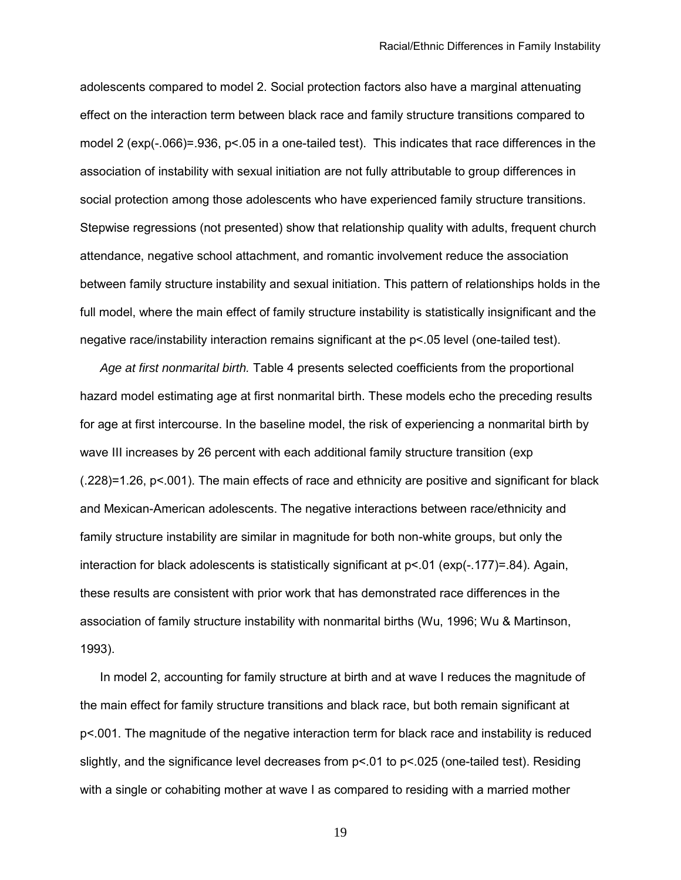adolescents compared to model 2. Social protection factors also have a marginal attenuating effect on the interaction term between black race and family structure transitions compared to model 2 ($\exp(-.066)=.936$, $p<.05$ in a one-tailed test). This indicates that race differences in the association of instability with sexual initiation are not fully attributable to group differences in social protection among those adolescents who have experienced family structure transitions. Stepwise regressions (not presented) show that relationship quality with adults, frequent church attendance, negative school attachment, and romantic involvement reduce the association between family structure instability and sexual initiation. This pattern of relationships holds in the full model, where the main effect of family structure instability is statistically insignificant and the negative race/instability interaction remains significant at the $p<.05$ level (one-tailed test).

*Age at first nonmarital birth.* Table 4 presents selected coefficients from the proportional hazard model estimating age at first nonmarital birth. These models echo the preceding results for age at first intercourse. In the baseline model, the risk of experiencing a nonmarital birth by wave III increases by 26 percent with each additional family structure transition ($\exp(.228)=1.26$, $p<.001$). The main effects of race and ethnicity are positive and significant for black and Mexican-American adolescents. The negative interactions between race/ethnicity and family structure instability are similar in magnitude for both non-white groups, but only the interaction for black adolescents is statistically significant at $p<.01$ ($\exp(-.177)=.84$). Again, these results are consistent with prior work that has demonstrated race differences in the association of family structure instability with nonmarital births (Wu, 1996; Wu & Martinson, 1993).

In model 2, accounting for family structure at birth and at wave I reduces the magnitude of the main effect for family structure transitions and black race, but both remain significant at $p<.001$. The magnitude of the negative interaction term for black race and instability is reduced slightly, and the significance level decreases from $p<.01$ to $p<.025$ (one-tailed test). Residing with a single or cohabiting mother at wave I as compared to residing with a married mother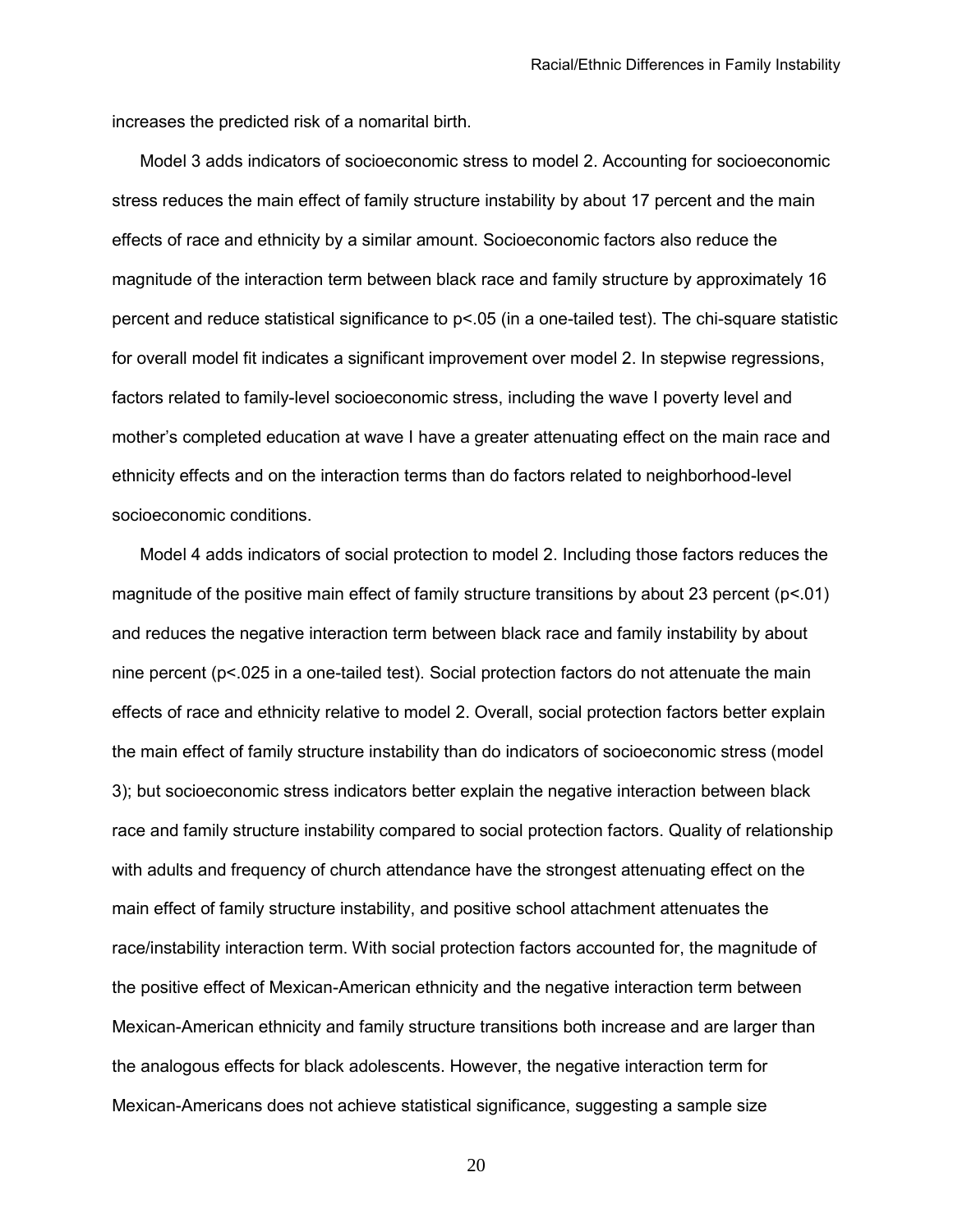increases the predicted risk of a nomarital birth.

Model 3 adds indicators of socioeconomic stress to model 2. Accounting for socioeconomic stress reduces the main effect of family structure instability by about 17 percent and the main effects of race and ethnicity by a similar amount. Socioeconomic factors also reduce the magnitude of the interaction term between black race and family structure by approximately 16 percent and reduce statistical significance to $p<.05$ (in a one-tailed test). The chi-square statistic for overall model fit indicates a significant improvement over model 2. In stepwise regressions, factors related to family-level socioeconomic stress, including the wave I poverty level and mother's completed education at wave I have a greater attenuating effect on the main race and ethnicity effects and on the interaction terms than do factors related to neighborhood-level socioeconomic conditions.

Model 4 adds indicators of social protection to model 2. Including those factors reduces the magnitude of the positive main effect of family structure transitions by about 23 percent ($p<.01$) and reduces the negative interaction term between black race and family instability by about nine percent ($p<.025$ in a one-tailed test). Social protection factors do not attenuate the main effects of race and ethnicity relative to model 2. Overall, social protection factors better explain the main effect of family structure instability than do indicators of socioeconomic stress (model 3); but socioeconomic stress indicators better explain the negative interaction between black race and family structure instability compared to social protection factors. Quality of relationship with adults and frequency of church attendance have the strongest attenuating effect on the main effect of family structure instability, and positive school attachment attenuates the race/instability interaction term. With social protection factors accounted for, the magnitude of the positive effect of Mexican-American ethnicity and the negative interaction term between Mexican-American ethnicity and family structure transitions both increase and are larger than the analogous effects for black adolescents. However, the negative interaction term for Mexican-Americans does not achieve statistical significance, suggesting a sample size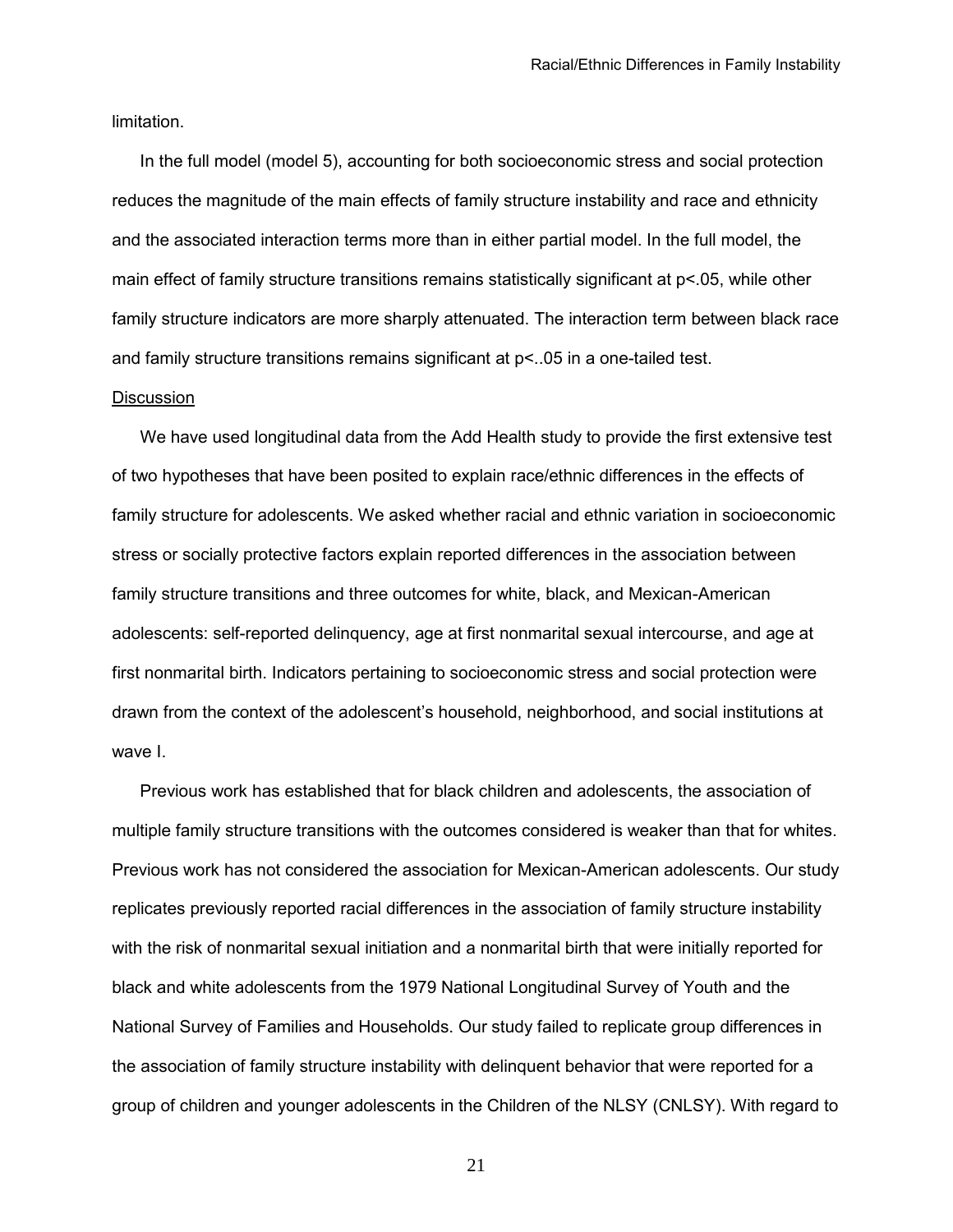limitation.

In the full model (model 5), accounting for both socioeconomic stress and social protection reduces the magnitude of the main effects of family structure instability and race and ethnicity and the associated interaction terms more than in either partial model. In the full model, the main effect of family structure transitions remains statistically significant at $p<.05$, while other family structure indicators are more sharply attenuated. The interaction term between black race and family structure transitions remains significant at p<..05 in a one-tailed test.

## Discussion

We have used longitudinal data from the Add Health study to provide the first extensive test of two hypotheses that have been posited to explain race/ethnic differences in the effects of family structure for adolescents. We asked whether racial and ethnic variation in socioeconomic stress or socially protective factors explain reported differences in the association between family structure transitions and three outcomes for white, black, and Mexican-American adolescents: self-reported delinquency, age at first nonmarital sexual intercourse, and age at first nonmarital birth. Indicators pertaining to socioeconomic stress and social protection were drawn from the context of the adolescent's household, neighborhood, and social institutions at wave I.

Previous work has established that for black children and adolescents, the association of multiple family structure transitions with the outcomes considered is weaker than that for whites. Previous work has not considered the association for Mexican-American adolescents. Our study replicates previously reported racial differences in the association of family structure instability with the risk of nonmarital sexual initiation and a nonmarital birth that were initially reported for black and white adolescents from the 1979 National Longitudinal Survey of Youth and the National Survey of Families and Households. Our study failed to replicate group differences in the association of family structure instability with delinquent behavior that were reported for a group of children and younger adolescents in the Children of the NLSY (CNLSY). With regard to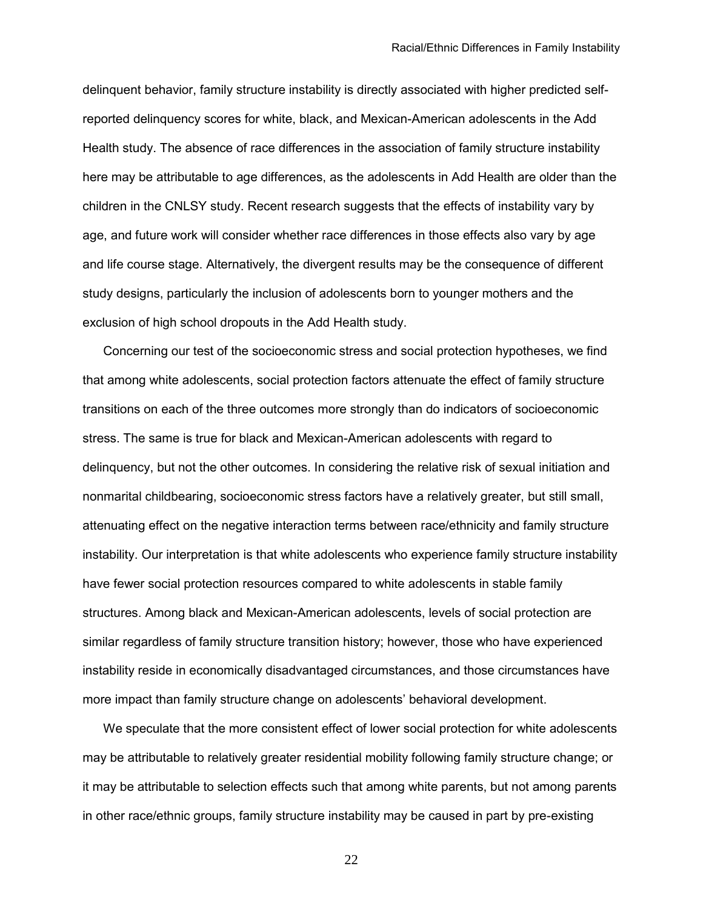delinquent behavior, family structure instability is directly associated with higher predicted self-reported delinquency scores for white, black, and Mexican-American adolescents in the Add Health study. The absence of race differences in the association of family structure instability here may be attributable to age differences, as the adolescents in Add Health are older than the children in the CNLSY study. Recent research suggests that the effects of instability vary by age, and future work will consider whether race differences in those effects also vary by age and life course stage. Alternatively, the divergent results may be the consequence of different study designs, particularly the inclusion of adolescents born to younger mothers and the exclusion of high school dropouts in the Add Health study.

Concerning our test of the socioeconomic stress and social protection hypotheses, we find that among white adolescents, social protection factors attenuate the effect of family structure transitions on each of the three outcomes more strongly than do indicators of socioeconomic stress. The same is true for black and Mexican-American adolescents with regard to delinquency, but not the other outcomes. In considering the relative risk of sexual initiation and nonmarital childbearing, socioeconomic stress factors have a relatively greater, but still small, attenuating effect on the negative interaction terms between race/ethnicity and family structure instability. Our interpretation is that white adolescents who experience family structure instability have fewer social protection resources compared to white adolescents in stable family structures. Among black and Mexican-American adolescents, levels of social protection are similar regardless of family structure transition history; however, those who have experienced instability reside in economically disadvantaged circumstances, and those circumstances have more impact than family structure change on adolescents' behavioral development.

We speculate that the more consistent effect of lower social protection for white adolescents may be attributable to relatively greater residential mobility following family structure change; or it may be attributable to selection effects such that among white parents, but not among parents in other race/ethnic groups, family structure instability may be caused in part by pre-existing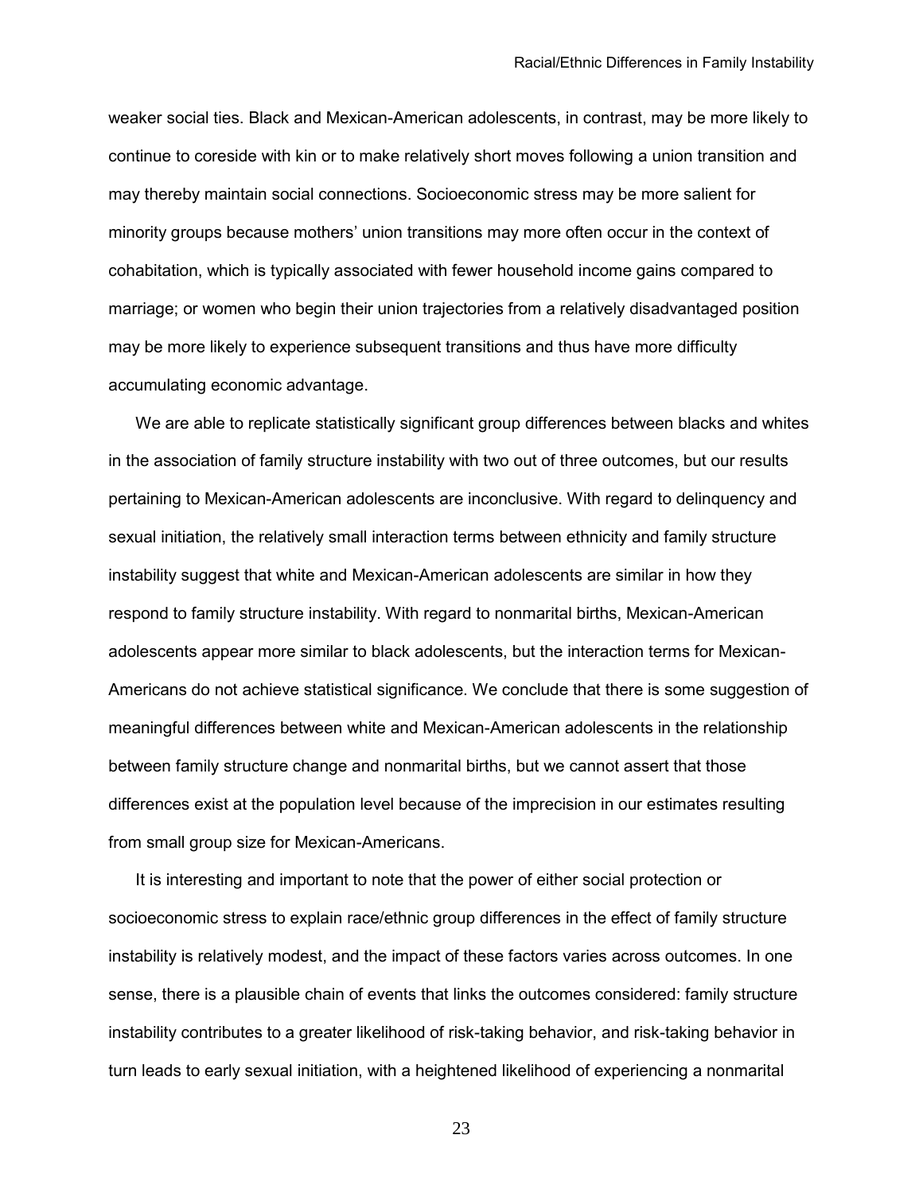weaker social ties. Black and Mexican-American adolescents, in contrast, may be more likely to continue to coreside with kin or to make relatively short moves following a union transition and may thereby maintain social connections. Socioeconomic stress may be more salient for minority groups because mothers' union transitions may more often occur in the context of cohabitation, which is typically associated with fewer household income gains compared to marriage; or women who begin their union trajectories from a relatively disadvantaged position may be more likely to experience subsequent transitions and thus have more difficulty accumulating economic advantage.

We are able to replicate statistically significant group differences between blacks and whites in the association of family structure instability with two out of three outcomes, but our results pertaining to Mexican-American adolescents are inconclusive. With regard to delinquency and sexual initiation, the relatively small interaction terms between ethnicity and family structure instability suggest that white and Mexican-American adolescents are similar in how they respond to family structure instability. With regard to nonmarital births, Mexican-American adolescents appear more similar to black adolescents, but the interaction terms for Mexican-Americans do not achieve statistical significance. We conclude that there is some suggestion of meaningful differences between white and Mexican-American adolescents in the relationship between family structure change and nonmarital births, but we cannot assert that those differences exist at the population level because of the imprecision in our estimates resulting from small group size for Mexican-Americans.

It is interesting and important to note that the power of either social protection or socioeconomic stress to explain race/ethnic group differences in the effect of family structure instability is relatively modest, and the impact of these factors varies across outcomes. In one sense, there is a plausible chain of events that links the outcomes considered: family structure instability contributes to a greater likelihood of risk-taking behavior, and risk-taking behavior in turn leads to early sexual initiation, with a heightened likelihood of experiencing a nonmarital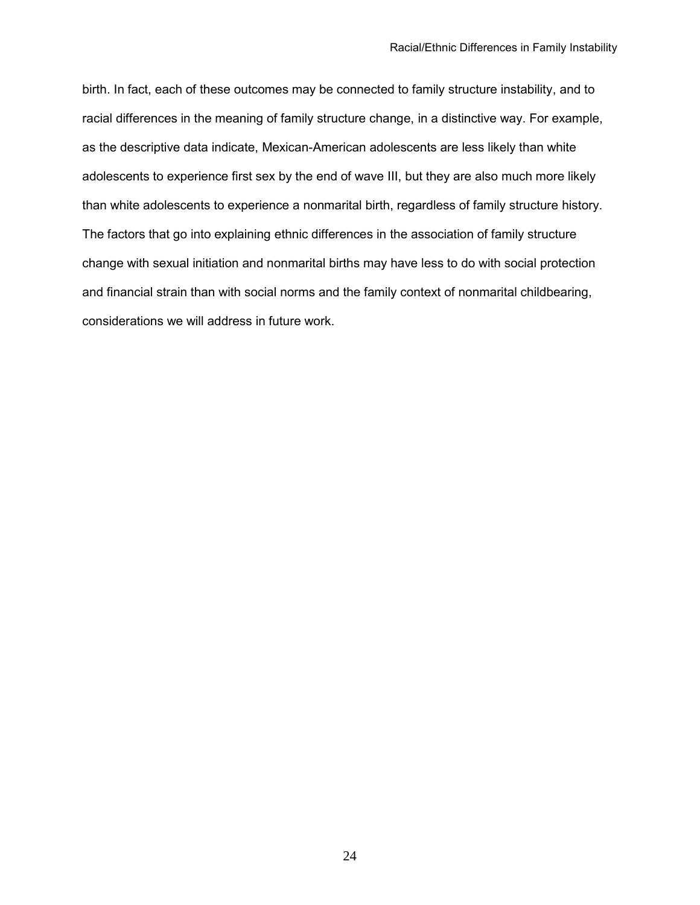birth. In fact, each of these outcomes may be connected to family structure instability, and to racial differences in the meaning of family structure change, in a distinctive way. For example, as the descriptive data indicate, Mexican-American adolescents are less likely than white adolescents to experience first sex by the end of wave III, but they are also much more likely than white adolescents to experience a nonmarital birth, regardless of family structure history. The factors that go into explaining ethnic differences in the association of family structure change with sexual initiation and nonmarital births may have less to do with social protection and financial strain than with social norms and the family context of nonmarital childbearing, considerations we will address in future work.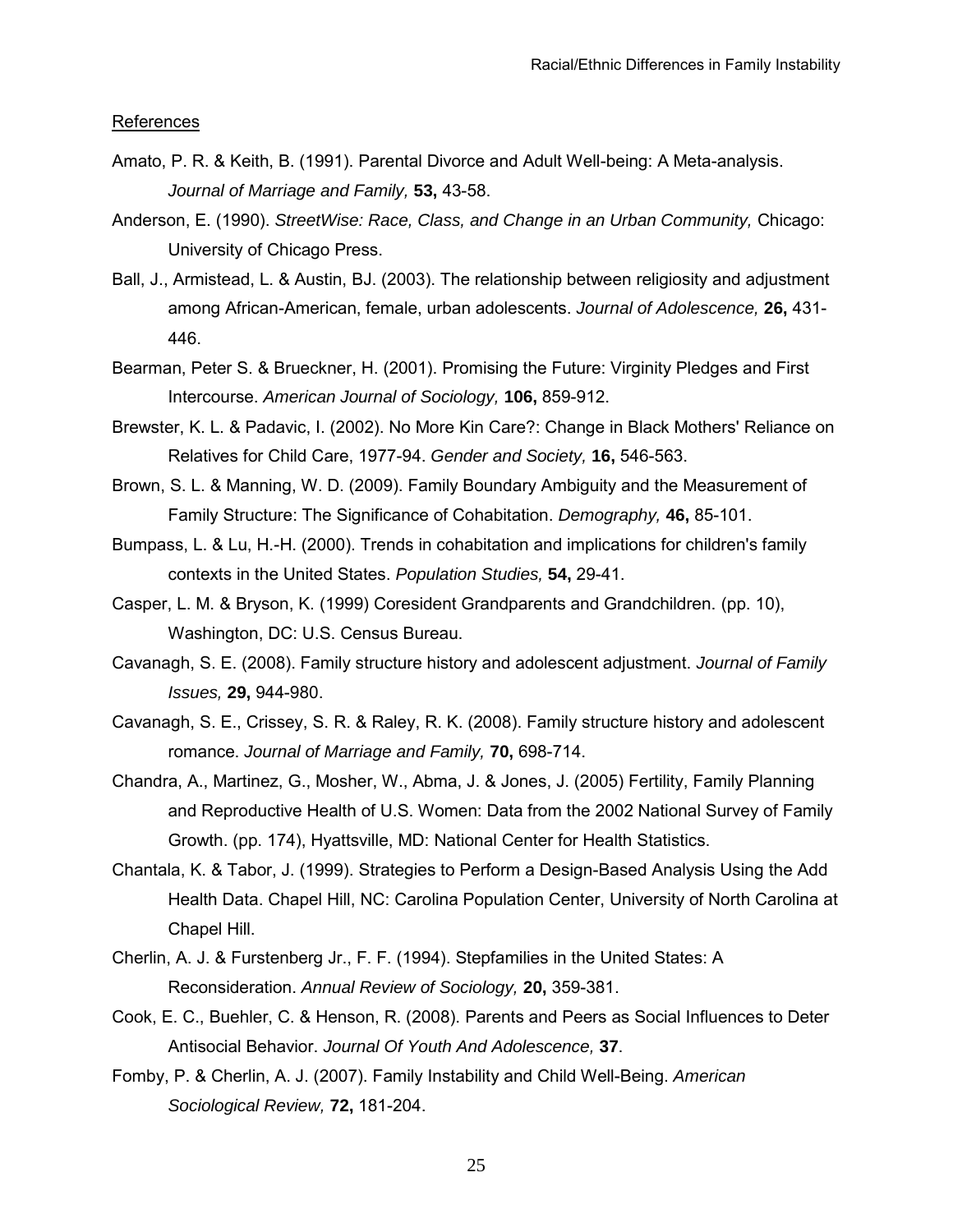References

Amato, P. R. & Keith, B. (1991). Parental Divorce and Adult Well-being: A Meta-analysis. *Journal of Marriage and Family,* **53,** 43-58.

Anderson, E. (1990). *StreetWise: Race, Class, and Change in an Urban Community,* Chicago: University of Chicago Press.

Ball, J., Armistead, L. & Austin, BJ. (2003). The relationship between religiosity and adjustment among African-American, female, urban adolescents. *Journal of Adolescence,* **26,** 431-446.

Bearman, Peter S. & Brueckner, H. (2001). Promising the Future: Virginity Pledges and First Intercourse. *American Journal of Sociology,* **106,** 859-912.

Brewster, K. L. & Padavic, I. (2002). No More Kin Care?: Change in Black Mothers' Reliance on Relatives for Child Care, 1977-94. *Gender and Society,* **16,** 546-563.

Brown, S. L. & Manning, W. D. (2009). Family Boundary Ambiguity and the Measurement of Family Structure: The Significance of Cohabitation. *Demography,* **46,** 85-101.

Bumpass, L. & Lu, H.-H. (2000). Trends in cohabitation and implications for children's family contexts in the United States. *Population Studies,* **54,** 29-41.

Casper, L. M. & Bryson, K. (1999) Coresident Grandparents and Grandchildren. (pp. 10), Washington, DC: U.S. Census Bureau.

Cavanagh, S. E. (2008). Family structure history and adolescent adjustment. *Journal of Family Issues,* **29,** 944-980.

Cavanagh, S. E., Crissey, S. R. & Raley, R. K. (2008). Family structure history and adolescent romance. *Journal of Marriage and Family,* **70,** 698-714.

Chandra, A., Martinez, G., Mosher, W., Abma, J. & Jones, J. (2005) Fertility, Family Planning and Reproductive Health of U.S. Women: Data from the 2002 National Survey of Family Growth. (pp. 174), Hyattsville, MD: National Center for Health Statistics.

Chantala, K. & Tabor, J. (1999). Strategies to Perform a Design-Based Analysis Using the Add Health Data. Chapel Hill, NC: Carolina Population Center, University of North Carolina at Chapel Hill.

Cherlin, A. J. & Furstenberg Jr., F. F. (1994). Stepfamilies in the United States: A Reconsideration. *Annual Review of Sociology,* **20,** 359-381.

Cook, E. C., Buehler, C. & Henson, R. (2008). Parents and Peers as Social Influences to Deter Antisocial Behavior. *Journal Of Youth And Adolescence,* **37**.

Fomby, P. & Cherlin, A. J. (2007). Family Instability and Child Well-Being. *American Sociological Review,* **72,** 181-204.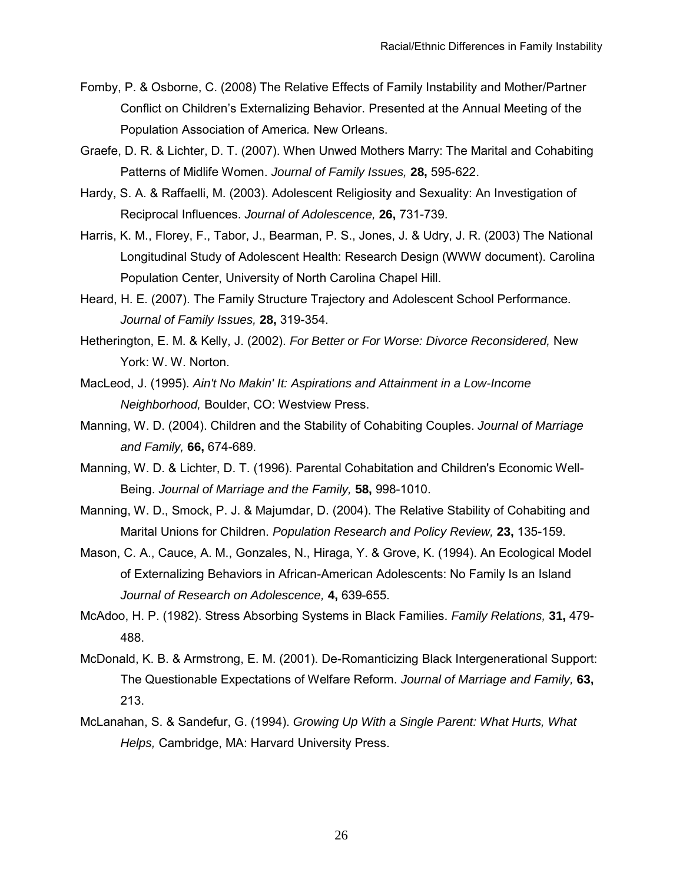Fomby, P. & Osborne, C. (2008) The Relative Effects of Family Instability and Mother/Partner Conflict on Children's Externalizing Behavior. Presented at the Annual Meeting of the Population Association of America*.* New Orleans.

Graefe, D. R. & Lichter, D. T. (2007). When Unwed Mothers Marry: The Marital and Cohabiting Patterns of Midlife Women. *Journal of Family Issues,* **28,** 595-622.

Hardy, S. A. & Raffaelli, M. (2003). Adolescent Religiosity and Sexuality: An Investigation of Reciprocal Influences. *Journal of Adolescence,* **26,** 731-739.

Harris, K. M., Florey, F., Tabor, J., Bearman, P. S., Jones, J. & Udry, J. R. (2003) The National Longitudinal Study of Adolescent Health: Research Design (WWW document). Carolina Population Center, University of North Carolina Chapel Hill.

Heard, H. E. (2007). The Family Structure Trajectory and Adolescent School Performance. *Journal of Family Issues,* **28,** 319-354.

Hetherington, E. M. & Kelly, J. (2002). *For Better or For Worse: Divorce Reconsidered,* New York: W. W. Norton.

MacLeod, J. (1995). *Ain't No Makin' It: Aspirations and Attainment in a Low-Income Neighborhood,* Boulder, CO: Westview Press.

Manning, W. D. (2004). Children and the Stability of Cohabiting Couples. *Journal of Marriage and Family,* **66,** 674-689.

Manning, W. D. & Lichter, D. T. (1996). Parental Cohabitation and Children's Economic Well-Being. *Journal of Marriage and the Family,* **58,** 998-1010.

Manning, W. D., Smock, P. J. & Majumdar, D. (2004). The Relative Stability of Cohabiting and Marital Unions for Children. *Population Research and Policy Review,* **23,** 135-159.

Mason, C. A., Cauce, A. M., Gonzales, N., Hiraga, Y. & Grove, K. (1994). An Ecological Model of Externalizing Behaviors in African-American Adolescents: No Family Is an Island *Journal of Research on Adolescence,* **4,** 639-655.

McAdoo, H. P. (1982). Stress Absorbing Systems in Black Families. *Family Relations,* **31,** 479-488.

McDonald, K. B. & Armstrong, E. M. (2001). De-Romanticizing Black Intergenerational Support: The Questionable Expectations of Welfare Reform. *Journal of Marriage and Family,* **63,** 213.

McLanahan, S. & Sandefur, G. (1994). *Growing Up With a Single Parent: What Hurts, What Helps,* Cambridge, MA: Harvard University Press.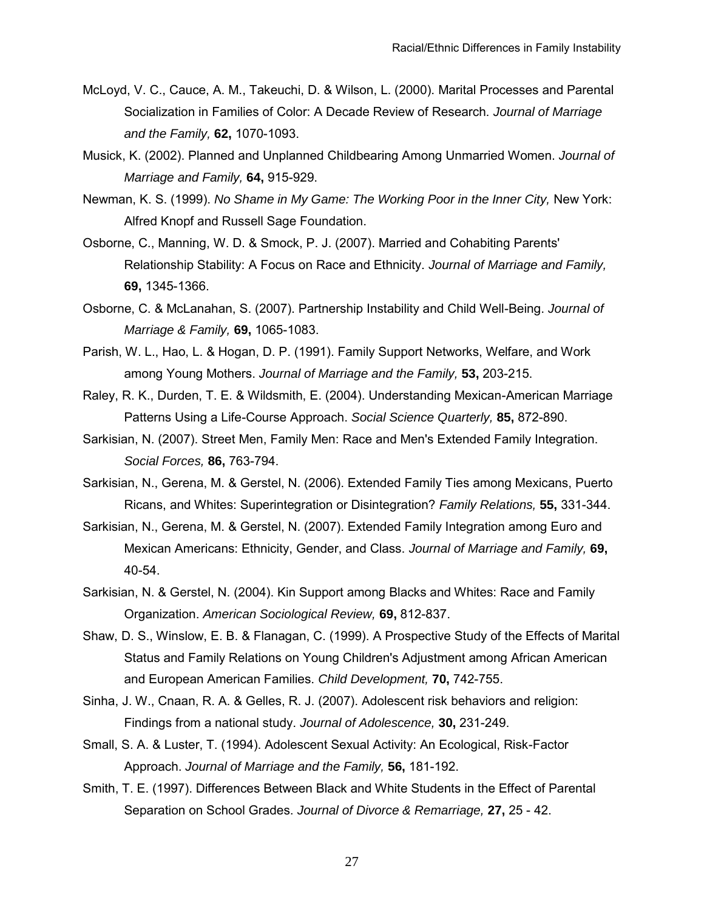McLoyd, V. C., Cauce, A. M., Takeuchi, D. & Wilson, L. (2000). Marital Processes and Parental Socialization in Families of Color: A Decade Review of Research. *Journal of Marriage and the Family,* **62,** 1070-1093.

Musick, K. (2002). Planned and Unplanned Childbearing Among Unmarried Women. *Journal of Marriage and Family,* **64,** 915-929.

Newman, K. S. (1999). *No Shame in My Game: The Working Poor in the Inner City,* New York: Alfred Knopf and Russell Sage Foundation.

Osborne, C., Manning, W. D. & Smock, P. J. (2007). Married and Cohabiting Parents' Relationship Stability: A Focus on Race and Ethnicity. *Journal of Marriage and Family,* **69,** 1345-1366.

Osborne, C. & McLanahan, S. (2007). Partnership Instability and Child Well-Being. *Journal of Marriage & Family,* **69,** 1065-1083.

Parish, W. L., Hao, L. & Hogan, D. P. (1991). Family Support Networks, Welfare, and Work among Young Mothers. *Journal of Marriage and the Family,* **53,** 203-215.

Raley, R. K., Durden, T. E. & Wildsmith, E. (2004). Understanding Mexican-American Marriage Patterns Using a Life-Course Approach. *Social Science Quarterly,* **85,** 872-890.

Sarkisian, N. (2007). Street Men, Family Men: Race and Men's Extended Family Integration. *Social Forces,* **86,** 763-794.

Sarkisian, N., Gerena, M. & Gerstel, N. (2006). Extended Family Ties among Mexicans, Puerto Ricans, and Whites: Superintegration or Disintegration? *Family Relations,* **55,** 331-344.

Sarkisian, N., Gerena, M. & Gerstel, N. (2007). Extended Family Integration among Euro and Mexican Americans: Ethnicity, Gender, and Class. *Journal of Marriage and Family,* **69,** 40-54.

Sarkisian, N. & Gerstel, N. (2004). Kin Support among Blacks and Whites: Race and Family Organization. *American Sociological Review,* **69,** 812-837.

Shaw, D. S., Winslow, E. B. & Flanagan, C. (1999). A Prospective Study of the Effects of Marital Status and Family Relations on Young Children's Adjustment among African American and European American Families. *Child Development,* **70,** 742-755.

Sinha, J. W., Cnaan, R. A. & Gelles, R. J. (2007). Adolescent risk behaviors and religion: Findings from a national study. *Journal of Adolescence,* **30,** 231-249.

Small, S. A. & Luster, T. (1994). Adolescent Sexual Activity: An Ecological, Risk-Factor Approach. *Journal of Marriage and the Family,* **56,** 181-192.

Smith, T. E. (1997). Differences Between Black and White Students in the Effect of Parental Separation on School Grades. *Journal of Divorce & Remarriage,* **27,** 25 - 42.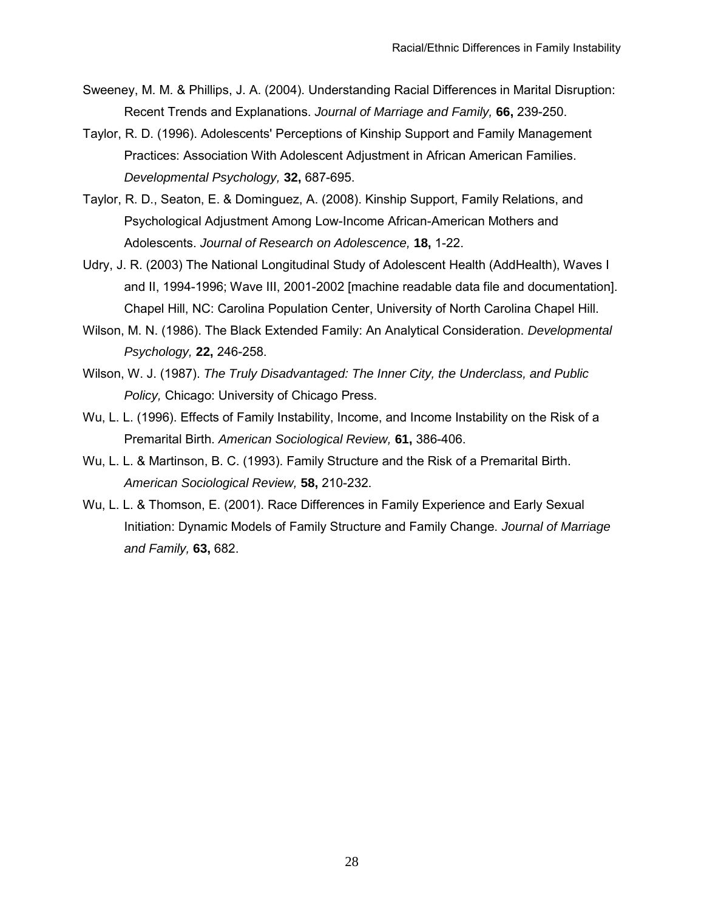Sweeney, M. M. & Phillips, J. A. (2004). Understanding Racial Differences in Marital Disruption: Recent Trends and Explanations. *Journal of Marriage and Family,* **66,** 239-250.

Taylor, R. D. (1996). Adolescents' Perceptions of Kinship Support and Family Management Practices: Association With Adolescent Adjustment in African American Families. *Developmental Psychology,* **32,** 687-695.

Taylor, R. D., Seaton, E. & Dominguez, A. (2008). Kinship Support, Family Relations, and Psychological Adjustment Among Low-Income African-American Mothers and Adolescents. *Journal of Research on Adolescence,* **18,** 1-22.

Udry, J. R. (2003) The National Longitudinal Study of Adolescent Health (AddHealth), Waves I and II, 1994-1996; Wave III, 2001-2002 [machine readable data file and documentation]. Chapel Hill, NC: Carolina Population Center, University of North Carolina Chapel Hill.

Wilson, M. N. (1986). The Black Extended Family: An Analytical Consideration. *Developmental Psychology,* **22,** 246-258.

Wilson, W. J. (1987). *The Truly Disadvantaged: The Inner City, the Underclass, and Public Policy,* Chicago: University of Chicago Press.

Wu, L. L. (1996). Effects of Family Instability, Income, and Income Instability on the Risk of a Premarital Birth. *American Sociological Review,* **61,** 386-406.

Wu, L. L. & Martinson, B. C. (1993). Family Structure and the Risk of a Premarital Birth. *American Sociological Review,* **58,** 210-232.

Wu, L. L. & Thomson, E. (2001). Race Differences in Family Experience and Early Sexual Initiation: Dynamic Models of Family Structure and Family Change. *Journal of Marriage and Family,* **63,** 682.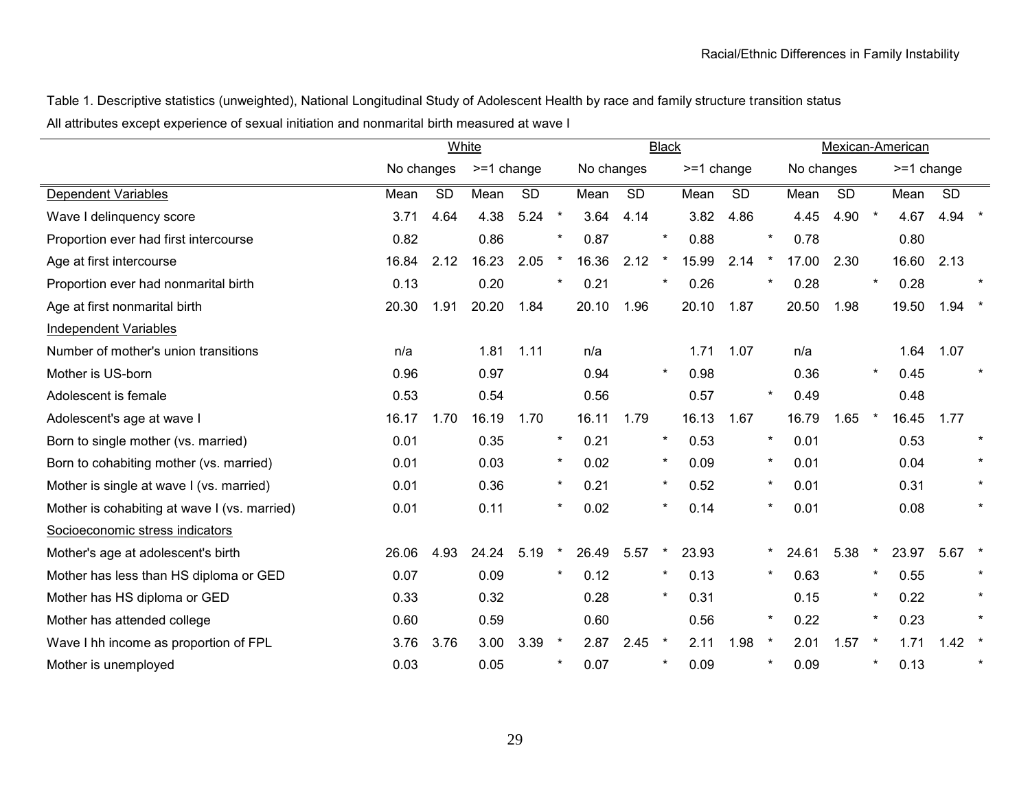Table 1. Descriptive statistics (unweighted), National Longitudinal Study of Adolescent Health by race and family structure transition status

All attributes except experience of sexual initiation and nonmarital birth measured at wave I

| | White | | | | | Black | | | | | | Mexican-American | | | | | |
|---|---|---|---|---|---|---|---|---|---|---|---|---|---|---|---|---|---|
| | No changes | | >=1 change | | | No changes | | | >=1 change | | | No changes | | | >=1 change | | |
| Dependent Variables | Mean | SD | Mean | SD | | Mean | SD | | Mean | SD | | Mean | SD | | Mean | SD | |
| Wave I delinquency score | 3.71 | 4.64 | 4.38 | 5.24 | * | 3.64 | 4.14 | | 3.82 | 4.86 | | 4.45 | 4.90 | * | 4.67 | 4.94 | * |
| Proportion ever had first intercourse | 0.82 | | 0.86 | | * | 0.87 | | * | 0.88 | | * | 0.78 | | | 0.80 | | |
| Age at first intercourse | 16.84 | 2.12 | 16.23 | 2.05 | * | 16.36 | 2.12 | * | 15.99 | 2.14 | * | 17.00 | 2.30 | | 16.60 | 2.13 | |
| Proportion ever had nonmarital birth | 0.13 | | 0.20 | | * | 0.21 | | * | 0.26 | | * | 0.28 | | * | 0.28 | | * |
| Age at first nonmarital birth | 20.30 | 1.91 | 20.20 | 1.84 | | 20.10 | 1.96 | | 20.10 | 1.87 | | 20.50 | 1.98 | | 19.50 | 1.94 | * |
| Independent Variables | | | | | | | | | | | | | | | | | |
| Number of mother's union transitions | n/a | | 1.81 | 1.11 | | n/a | | | 1.71 | 1.07 | | n/a | | | 1.64 | 1.07 | |
| Mother is US-born | 0.96 | | 0.97 | | | 0.94 | | * | 0.98 | | | 0.36 | | * | 0.45 | | * |
| Adolescent is female | 0.53 | | 0.54 | | | 0.56 | | | 0.57 | | * | 0.49 | | | 0.48 | | |
| Adolescent's age at wave I | 16.17 | 1.70 | 16.19 | 1.70 | | 16.11 | 1.79 | | 16.13 | 1.67 | | 16.79 | 1.65 | * | 16.45 | 1.77 | |
| Born to single mother (vs. married) | 0.01 | | 0.35 | | * | 0.21 | | * | 0.53 | | * | 0.01 | | | 0.53 | | * |
| Born to cohabiting mother (vs. married) | 0.01 | | 0.03 | | * | 0.02 | | * | 0.09 | | * | 0.01 | | | 0.04 | | * |
| Mother is single at wave I (vs. married) | 0.01 | | 0.36 | | * | 0.21 | | * | 0.52 | | * | 0.01 | | | 0.31 | | * |
| Mother is cohabiting at wave I (vs. married) | 0.01 | | 0.11 | | * | 0.02 | | * | 0.14 | | * | 0.01 | | | 0.08 | | * |
| Socioeconomic stress indicators | | | | | | | | | | | | | | | | | |
| Mother's age at adolescent's birth | 26.06 | 4.93 | 24.24 | 5.19 | * | 26.49 | 5.57 | * | 23.93 | | * | 24.61 | 5.38 | * | 23.97 | 5.67 | * |
| Mother has less than HS diploma or GED | 0.07 | | 0.09 | | * | 0.12 | | * | 0.13 | | * | 0.63 | | * | 0.55 | | * |
| Mother has HS diploma or GED | 0.33 | | 0.32 | | | 0.28 | | * | 0.31 | | | 0.15 | | * | 0.22 | | * |
| Mother has attended college | 0.60 | | 0.59 | | | 0.60 | | | 0.56 | | * | 0.22 | | * | 0.23 | | * |
| Wave I hh income as proportion of FPL | 3.76 | 3.76 | 3.00 | 3.39 | * | 2.87 | 2.45 | * | 2.11 | 1.98 | * | 2.01 | 1.57 | * | 1.71 | 1.42 | * |
| Mother is unemployed | 0.03 | | 0.05 | | * | 0.07 | | * | 0.09 | | * | 0.09 | | * | 0.13 | | * |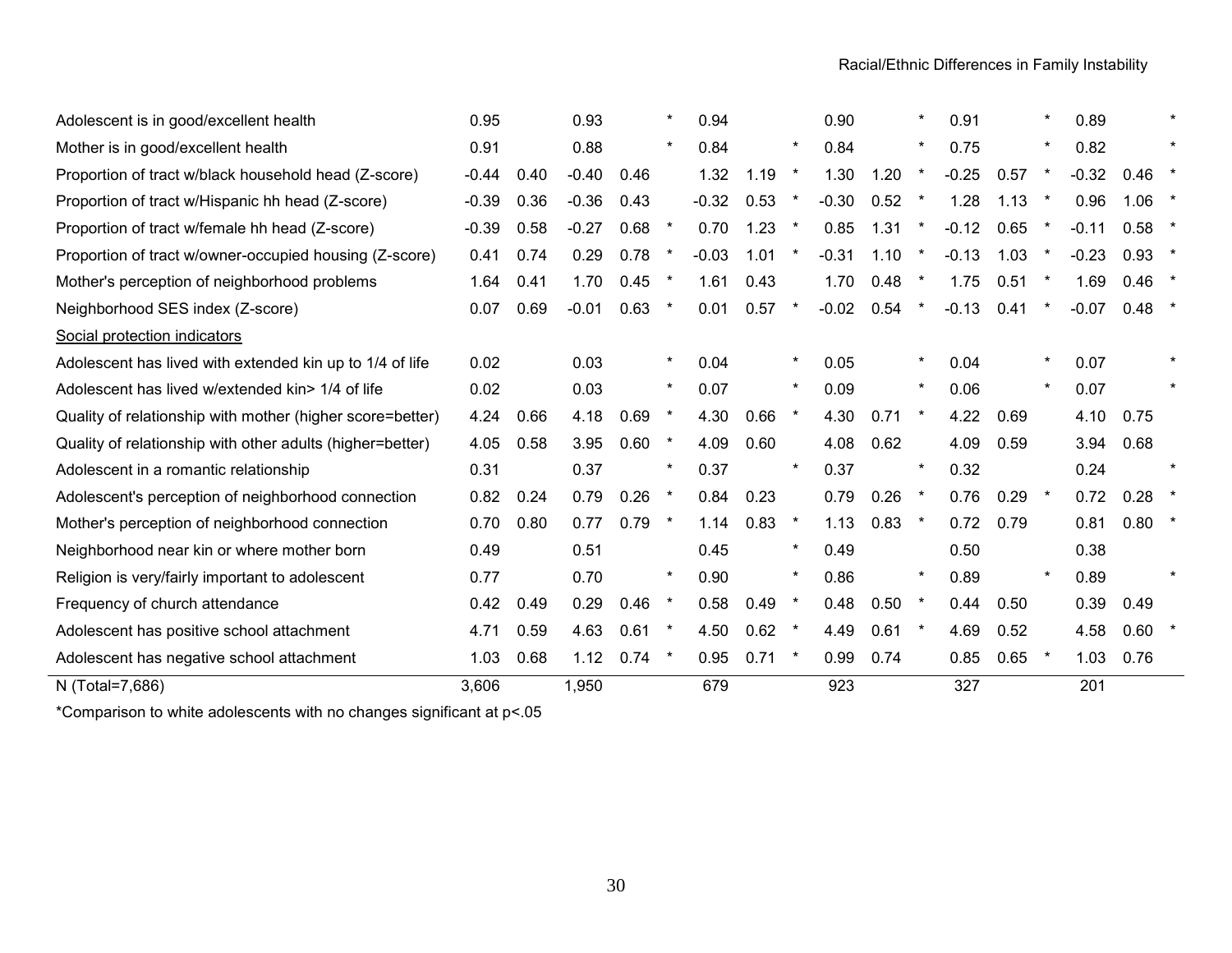| | | | | | | | | | | | | | | | | | | |
|---|---|---|---|---|---|---|---|---|---|---|---|---|---|---|---|---|---|---|
| Adolescent is in good/excellent health | 0.95 | | 0.93 | | * | 0.94 | | | 0.90 | | * | 0.91 | | * | 0.89 | | * |
| Mother is in good/excellent health | 0.91 | | 0.88 | | * | 0.84 | | * | 0.84 | | * | 0.75 | | * | 0.82 | | * |
| Proportion of tract w/black household head (Z-score) | -0.44 | 0.40 | -0.40 | 0.46 | | 1.32 | 1.19 | * | 1.30 | 1.20 | * | -0.25 | 0.57 | * | -0.32 | 0.46 | * |
| Proportion of tract w/Hispanic hh head (Z-score) | -0.39 | 0.36 | -0.36 | 0.43 | | -0.32 | 0.53 | * | -0.30 | 0.52 | * | 1.28 | 1.13 | * | 0.96 | 1.06 | * |
| Proportion of tract w/female hh head (Z-score) | -0.39 | 0.58 | -0.27 | 0.68 | * | 0.70 | 1.23 | * | 0.85 | 1.31 | * | -0.12 | 0.65 | * | -0.11 | 0.58 | * |
| Proportion of tract w/owner-occupied housing (Z-score) | 0.41 | 0.74 | 0.29 | 0.78 | * | -0.03 | 1.01 | * | -0.31 | 1.10 | * | -0.13 | 1.03 | * | -0.23 | 0.93 | * |
| Mother's perception of neighborhood problems | 1.64 | 0.41 | 1.70 | 0.45 | * | 1.61 | 0.43 | | 1.70 | 0.48 | * | 1.75 | 0.51 | * | 1.69 | 0.46 | * |
| Neighborhood SES index (Z-score) | 0.07 | 0.69 | -0.01 | 0.63 | * | 0.01 | 0.57 | * | -0.02 | 0.54 | * | -0.13 | 0.41 | * | -0.07 | 0.48 | * |
| <u>Social protection indicators</u> | | | | | | | | | | | | | | | | | |
| Adolescent has lived with extended kin up to 1/4 of life | 0.02 | | 0.03 | | * | 0.04 | | * | 0.05 | | * | 0.04 | | * | 0.07 | | * |
| Adolescent has lived w/extended kin> 1/4 of life | 0.02 | | 0.03 | | * | 0.07 | | * | 0.09 | | * | 0.06 | | * | 0.07 | | * |
| Quality of relationship with mother (higher score=better) | 4.24 | 0.66 | 4.18 | 0.69 | * | 4.30 | 0.66 | * | 4.30 | 0.71 | * | 4.22 | 0.69 | | 4.10 | 0.75 | |
| Quality of relationship with other adults (higher=better) | 4.05 | 0.58 | 3.95 | 0.60 | * | 4.09 | 0.60 | | 4.08 | 0.62 | | 4.09 | 0.59 | | 3.94 | 0.68 | |
| Adolescent in a romantic relationship | 0.31 | | 0.37 | | * | 0.37 | | * | 0.37 | | * | 0.32 | | | 0.24 | | * |
| Adolescent's perception of neighborhood connection | 0.82 | 0.24 | 0.79 | 0.26 | * | 0.84 | 0.23 | | 0.79 | 0.26 | * | 0.76 | 0.29 | * | 0.72 | 0.28 | * |
| Mother's perception of neighborhood connection | 0.70 | 0.80 | 0.77 | 0.79 | * | 1.14 | 0.83 | * | 1.13 | 0.83 | * | 0.72 | 0.79 | | 0.81 | 0.80 | * |
| Neighborhood near kin or where mother born | 0.49 | | 0.51 | | | 0.45 | | * | 0.49 | | | 0.50 | | | 0.38 | | |
| Religion is very/fairly important to adolescent | 0.77 | | 0.70 | | * | 0.90 | | * | 0.86 | | * | 0.89 | | * | 0.89 | | * |
| Frequency of church attendance | 0.42 | 0.49 | 0.29 | 0.46 | * | 0.58 | 0.49 | * | 0.48 | 0.50 | * | 0.44 | 0.50 | | 0.39 | 0.49 | |
| Adolescent has positive school attachment | 4.71 | 0.59 | 4.63 | 0.61 | * | 4.50 | 0.62 | * | 4.49 | 0.61 | * | 4.69 | 0.52 | | 4.58 | 0.60 | * |
| Adolescent has negative school attachment | 1.03 | 0.68 | 1.12 | 0.74 | * | 0.95 | 0.71 | * | 0.99 | 0.74 | | 0.85 | 0.65 | * | 1.03 | 0.76 | |
| N (Total=7,686) | 3,606 | | 1,950 | | | 679 | | | 923 | | | 327 | | | 201 | | |

*Comparison to white adolescents with no changes significant at p<.05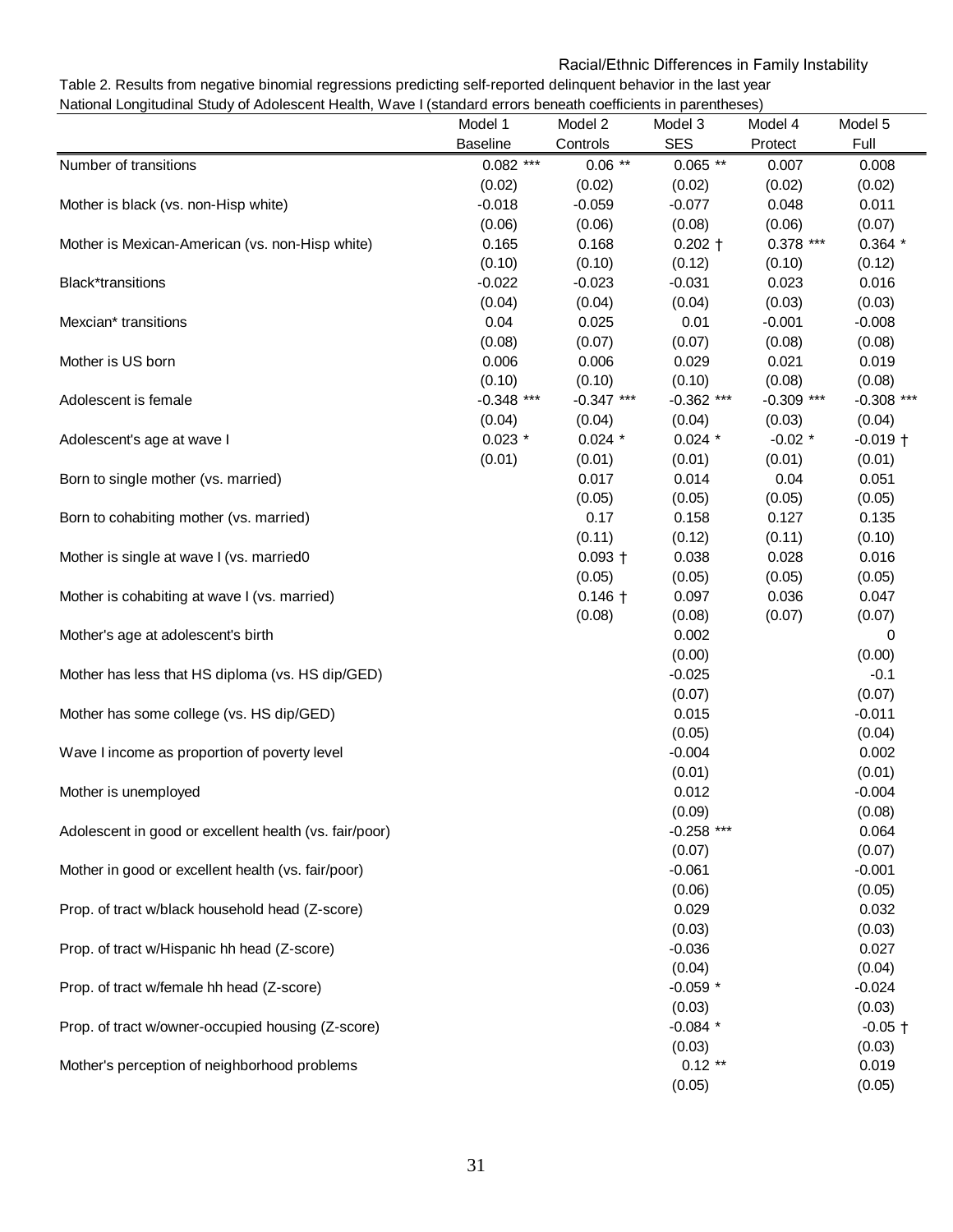Table 2. Results from negative binomial regressions predicting self-reported delinquent behavior in the last year
National Longitudinal Study of Adolescent Health, Wave I (standard errors beneath coefficients in parentheses)

| | Model 1 | Model 2 | Model 3 | Model 4 | Model 5 |
|---|---|---|---|---|---|
| | Baseline | Controls | SES | Protect | Full |
| Number of transitions | 0.082 *** | 0.06 ** | 0.065 ** | 0.007 | 0.008 |
| | (0.02) | (0.02) | (0.02) | (0.02) | (0.02) |
| Mother is black (vs. non-Hisp white) | -0.018 | -0.059 | -0.077 | 0.048 | 0.011 |
| | (0.06) | (0.06) | (0.08) | (0.06) | (0.07) |
| Mother is Mexican-American (vs. non-Hisp white) | 0.165 | 0.168 | 0.202 † | 0.378 *** | 0.364 * |
| | (0.10) | (0.10) | (0.12) | (0.10) | (0.12) |
| Black*transitions | -0.022 | -0.023 | -0.031 | 0.023 | 0.016 |
| | (0.04) | (0.04) | (0.04) | (0.03) | (0.03) |
| Mexcian* transitions | 0.04 | 0.025 | 0.01 | -0.001 | -0.008 |
| | (0.08) | (0.07) | (0.07) | (0.08) | (0.08) |
| Mother is US born | 0.006 | 0.006 | 0.029 | 0.021 | 0.019 |
| | (0.10) | (0.10) | (0.10) | (0.08) | (0.08) |
| Adolescent is female | -0.348 *** | -0.347 *** | -0.362 *** | -0.309 *** | -0.308 *** |
| | (0.04) | (0.04) | (0.04) | (0.03) | (0.04) |
| Adolescent's age at wave I | 0.023 * | 0.024 * | 0.024 * | -0.02 * | -0.019 † |
| | (0.01) | (0.01) | (0.01) | (0.01) | (0.01) |
| Born to single mother (vs. married) | | 0.017 | 0.014 | 0.04 | 0.051 |
| | | (0.05) | (0.05) | (0.05) | (0.05) |
| Born to cohabiting mother (vs. married) | | 0.17 | 0.158 | 0.127 | 0.135 |
| | | (0.11) | (0.12) | (0.11) | (0.10) |
| Mother is single at wave I (vs. married0 | | 0.093 † | 0.038 | 0.028 | 0.016 |
| | | (0.05) | (0.05) | (0.05) | (0.05) |
| Mother is cohabiting at wave I (vs. married) | | 0.146 † | 0.097 | 0.036 | 0.047 |
| | | (0.08) | (0.08) | (0.07) | (0.07) |
| Mother's age at adolescent's birth | | | 0.002 | | 0 |
| | | | (0.00) | | (0.00) |
| Mother has less that HS diploma (vs. HS dip/GED) | | | -0.025 | | -0.1 |
| | | | (0.07) | | (0.07) |
| Mother has some college (vs. HS dip/GED) | | | 0.015 | | -0.011 |
| | | | (0.05) | | (0.04) |
| Wave I income as proportion of poverty level | | | -0.004 | | 0.002 |
| | | | (0.01) | | (0.01) |
| Mother is unemployed | | | 0.012 | | -0.004 |
| | | | (0.09) | | (0.08) |
| Adolescent in good or excellent health (vs. fair/poor) | | | -0.258 *** | | 0.064 |
| | | | (0.07) | | (0.07) |
| Mother in good or excellent health (vs. fair/poor) | | | -0.061 | | -0.001 |
| | | | (0.06) | | (0.05) |
| Prop. of tract w/black household head (Z-score) | | | 0.029 | | 0.032 |
| | | | (0.03) | | (0.03) |
| Prop. of tract w/Hispanic hh head (Z-score) | | | -0.036 | | 0.027 |
| | | | (0.04) | | (0.04) |
| Prop. of tract w/female hh head (Z-score) | | | -0.059 * | | -0.024 |
| | | | (0.03) | | (0.03) |
| Prop. of tract w/owner-occupied housing (Z-score) | | | -0.084 * | | -0.05 † |
| | | | (0.03) | | (0.03) |
| Mother's perception of neighborhood problems | | | 0.12 ** | | 0.019 |
| | | | (0.05) | | (0.05) |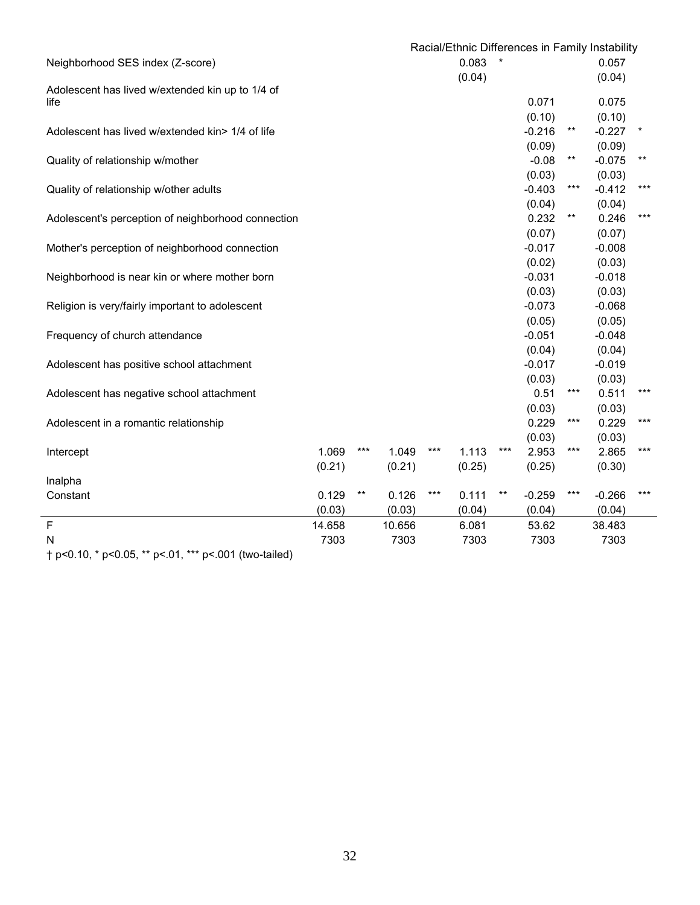| | Racial/Ethnic Differences in Family Instability | | | | | | | | | |
|---|---|---|---|---|---|---|---|---|---|---|
| Neighborhood SES index (Z-score) | | | | | 0.083 | * | | | 0.057 | |
| | | | | | (0.04) | | | | (0.04) | |
| Adolescent has lived w/extended kin up to 1/4 of life | | | | | | | 0.071 | | 0.075 | |
| | | | | | | | (0.10) | | (0.10) | |
| Adolescent has lived w/extended kin> 1/4 of life | | | | | | | -0.216 | ** | -0.227 | * |
| | | | | | | | (0.09) | | (0.09) | |
| Quality of relationship w/mother | | | | | | | -0.08 | ** | -0.075 | ** |
| | | | | | | | (0.03) | | (0.03) | |
| Quality of relationship w/other adults | | | | | | | -0.403 | *** | -0.412 | *** |
| | | | | | | | (0.04) | | (0.04) | |
| Adolescent's perception of neighborhood connection | | | | | | | 0.232 | ** | 0.246 | *** |
| | | | | | | | (0.07) | | (0.07) | |
| Mother's perception of neighborhood connection | | | | | | | -0.017 | | -0.008 | |
| | | | | | | | (0.02) | | (0.03) | |
| Neighborhood is near kin or where mother born | | | | | | | -0.031 | | -0.018 | |
| | | | | | | | (0.03) | | (0.03) | |
| Religion is very/fairly important to adolescent | | | | | | | -0.073 | | -0.068 | |
| | | | | | | | (0.05) | | (0.05) | |
| Frequency of church attendance | | | | | | | -0.051 | | -0.048 | |
| | | | | | | | (0.04) | | (0.04) | |
| Adolescent has positive school attachment | | | | | | | -0.017 | | -0.019 | |
| | | | | | | | (0.03) | | (0.03) | |
| Adolescent has negative school attachment | | | | | | | 0.51 | *** | 0.511 | *** |
| | | | | | | | (0.03) | | (0.03) | |
| Adolescent in a romantic relationship | | | | | | | 0.229 | *** | 0.229 | *** |
| | | | | | | | (0.03) | | (0.03) | |
| Intercept | 1.069 | *** | 1.049 | *** | 1.113 | *** | 2.953 | *** | 2.865 | *** |
| | (0.21) | | (0.21) | | (0.25) | | (0.25) | | (0.30) | |
| lnalpha | | | | | | | | | | |
| Constant | 0.129 | ** | 0.126 | *** | 0.111 | ** | -0.259 | *** | -0.266 | *** |
| | (0.03) | | (0.03) | | (0.04) | | (0.04) | | (0.04) | |
| F | 14.658 | | 10.656 | | 6.081 | | 53.62 | | 38.483 | |
| N | 7303 | | 7303 | | 7303 | | 7303 | | 7303 | |

† $p<0.10$, * $p<0.05$, ** $p<.01$, *** $p<.001$ (two-tailed)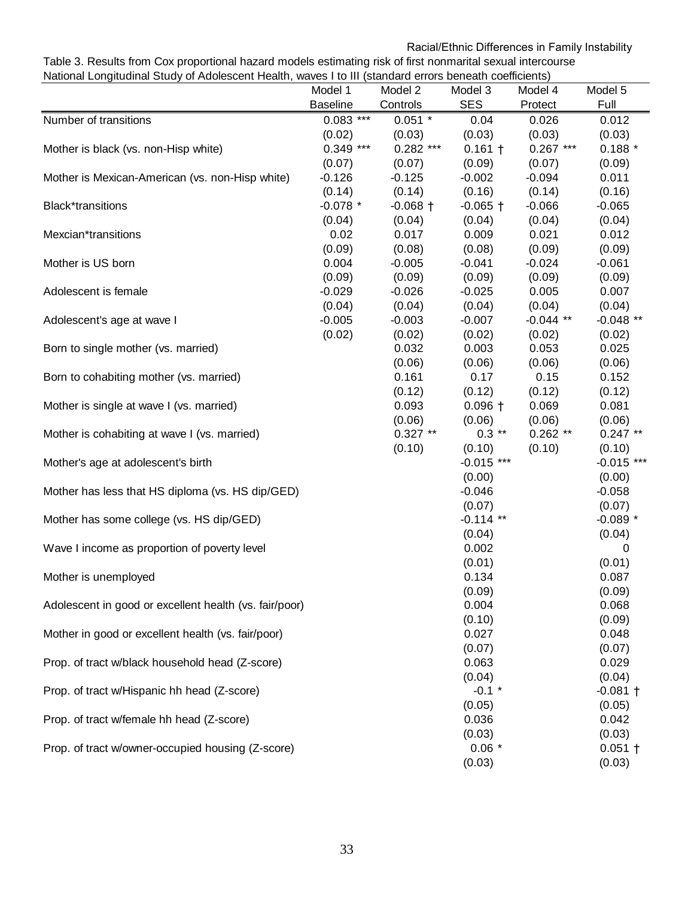Table 3. Results from Cox proportional hazard models estimating risk of first nonmarital sexual intercourse
National Longitudinal Study of Adolescent Health, waves I to III (standard errors beneath coefficients)

| | Model 1 Baseline | Model 2 Controls | Model 3 SES | Model 4 Protect | Model 5 Full |
|---|---|---|---|---|---|
| Number of transitions | 0.083 *** | 0.051 * | 0.04 | 0.026 | 0.012 |
| | (0.02) | (0.03) | (0.03) | (0.03) | (0.03) |
| Mother is black (vs. non-Hisp white) | 0.349 *** | 0.282 *** | 0.161 † | 0.267 *** | 0.188 * |
| | (0.07) | (0.07) | (0.09) | (0.07) | (0.09) |
| Mother is Mexican-American (vs. non-Hisp white) | -0.126 | -0.125 | -0.002 | -0.094 | 0.011 |
| | (0.14) | (0.14) | (0.16) | (0.14) | (0.16) |
| Black*transitions | -0.078 * | -0.068 † | -0.065 † | -0.066 | -0.065 |
| | (0.04) | (0.04) | (0.04) | (0.04) | (0.04) |
| Mexcian*transitions | 0.02 | 0.017 | 0.009 | 0.021 | 0.012 |
| | (0.09) | (0.08) | (0.08) | (0.09) | (0.09) |
| Mother is US born | 0.004 | -0.005 | -0.041 | -0.024 | -0.061 |
| | (0.09) | (0.09) | (0.09) | (0.09) | (0.09) |
| Adolescent is female | -0.029 | -0.026 | -0.025 | 0.005 | 0.007 |
| | (0.04) | (0.04) | (0.04) | (0.04) | (0.04) |
| Adolescent's age at wave I | -0.005 | -0.003 | -0.007 | -0.044 ** | -0.048 ** |
| | (0.02) | (0.02) | (0.02) | (0.02) | (0.02) |
| Born to single mother (vs. married) | | 0.032 | 0.003 | 0.053 | 0.025 |
| | | (0.06) | (0.06) | (0.06) | (0.06) |
| Born to cohabiting mother (vs. married) | | 0.161 | 0.17 | 0.15 | 0.152 |
| | | (0.12) | (0.12) | (0.12) | (0.12) |
| Mother is single at wave I (vs. married) | | 0.093 | 0.096 † | 0.069 | 0.081 |
| | | (0.06) | (0.06) | (0.06) | (0.06) |
| Mother is cohabiting at wave I (vs. married) | | 0.327 ** | 0.3 ** | 0.262 ** | 0.247 ** |
| | | (0.10) | (0.10) | (0.10) | (0.10) |
| Mother's age at adolescent's birth | | | -0.015 *** | | -0.015 *** |
| | | | (0.00) | | (0.00) |
| Mother has less that HS diploma (vs. HS dip/GED) | | | -0.046 | | -0.058 |
| | | | (0.07) | | (0.07) |
| Mother has some college (vs. HS dip/GED) | | | -0.114 ** | | -0.089 * |
| | | | (0.04) | | (0.04) |
| Wave I income as proportion of poverty level | | | 0.002 | | 0 |
| | | | (0.01) | | (0.01) |
| Mother is unemployed | | | 0.134 | | 0.087 |
| | | | (0.09) | | (0.09) |
| Adolescent in good or excellent health (vs. fair/poor) | | | 0.004 | | 0.068 |
| | | | (0.10) | | (0.09) |
| Mother in good or excellent health (vs. fair/poor) | | | 0.027 | | 0.048 |
| | | | (0.07) | | (0.07) |
| Prop. of tract w/black household head (Z-score) | | | 0.063 | | 0.029 |
| | | | (0.04) | | (0.04) |
| Prop. of tract w/Hispanic hh head (Z-score) | | | -0.1 * | | -0.081 † |
| | | | (0.05) | | (0.05) |
| Prop. of tract w/female hh head (Z-score) | | | 0.036 | | 0.042 |
| | | | (0.03) | | (0.03) |
| Prop. of tract w/owner-occupied housing (Z-score) | | | 0.06 * | | 0.051 † |
| | | | (0.03) | | (0.03) |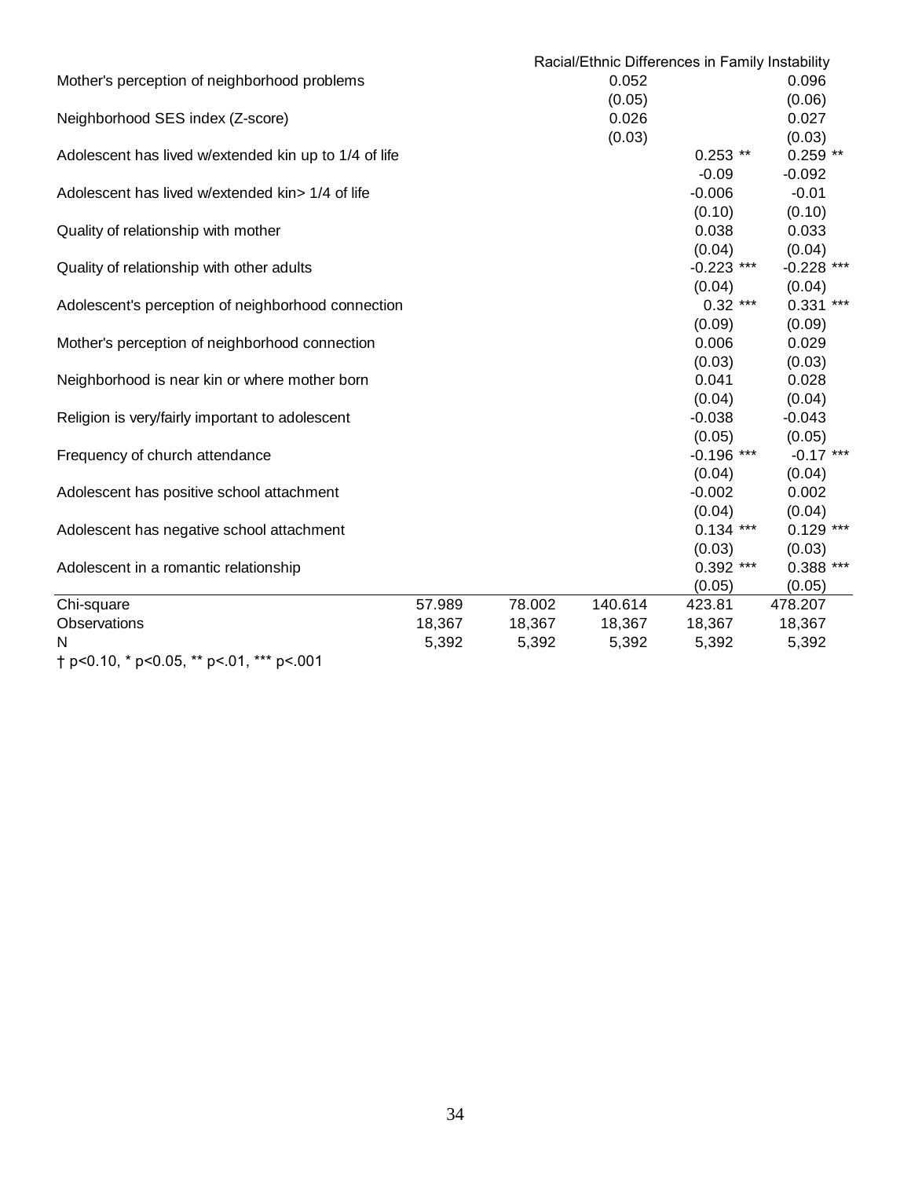| | | | Racial/Ethnic Differences in Family Instability | | |
|---|---|---|---|---|---|
| Mother's perception of neighborhood problems | | | 0.052 | | 0.096 |
| | | | (0.05) | | (0.06) |
| Neighborhood SES index (Z-score) | | | 0.026 | | 0.027 |
| | | | (0.03) | | (0.03) |
| Adolescent has lived w/extended kin up to 1/4 of life | | | | 0.253 ** | 0.259 ** |
| | | | | -0.09 | -0.092 |
| Adolescent has lived w/extended kin> 1/4 of life | | | | -0.006 | -0.01 |
| | | | | (0.10) | (0.10) |
| Quality of relationship with mother | | | | 0.038 | 0.033 |
| | | | | (0.04) | (0.04) |
| Quality of relationship with other adults | | | | -0.223 *** | -0.228 *** |
| | | | | (0.04) | (0.04) |
| Adolescent's perception of neighborhood connection | | | | 0.32 *** | 0.331 *** |
| | | | | (0.09) | (0.09) |
| Mother's perception of neighborhood connection | | | | 0.006 | 0.029 |
| | | | | (0.03) | (0.03) |
| Neighborhood is near kin or where mother born | | | | 0.041 | 0.028 |
| | | | | (0.04) | (0.04) |
| Religion is very/fairly important to adolescent | | | | -0.038 | -0.043 |
| | | | | (0.05) | (0.05) |
| Frequency of church attendance | | | | -0.196 *** | -0.17 *** |
| | | | | (0.04) | (0.04) |
| Adolescent has positive school attachment | | | | -0.002 | 0.002 |
| | | | | (0.04) | (0.04) |
| Adolescent has negative school attachment | | | | 0.134 *** | 0.129 *** |
| | | | | (0.03) | (0.03) |
| Adolescent in a romantic relationship | | | | 0.392 *** | 0.388 *** |
| | | | | (0.05) | (0.05) |
| Chi-square | 57.989 | 78.002 | 140.614 | 423.81 | 478.207 |
| Observations | 18,367 | 18,367 | 18,367 | 18,367 | 18,367 |
| N | 5,392 | 5,392 | 5,392 | 5,392 | 5,392 |

† p<0.10, * p<0.05, ** p<.01, *** p<.001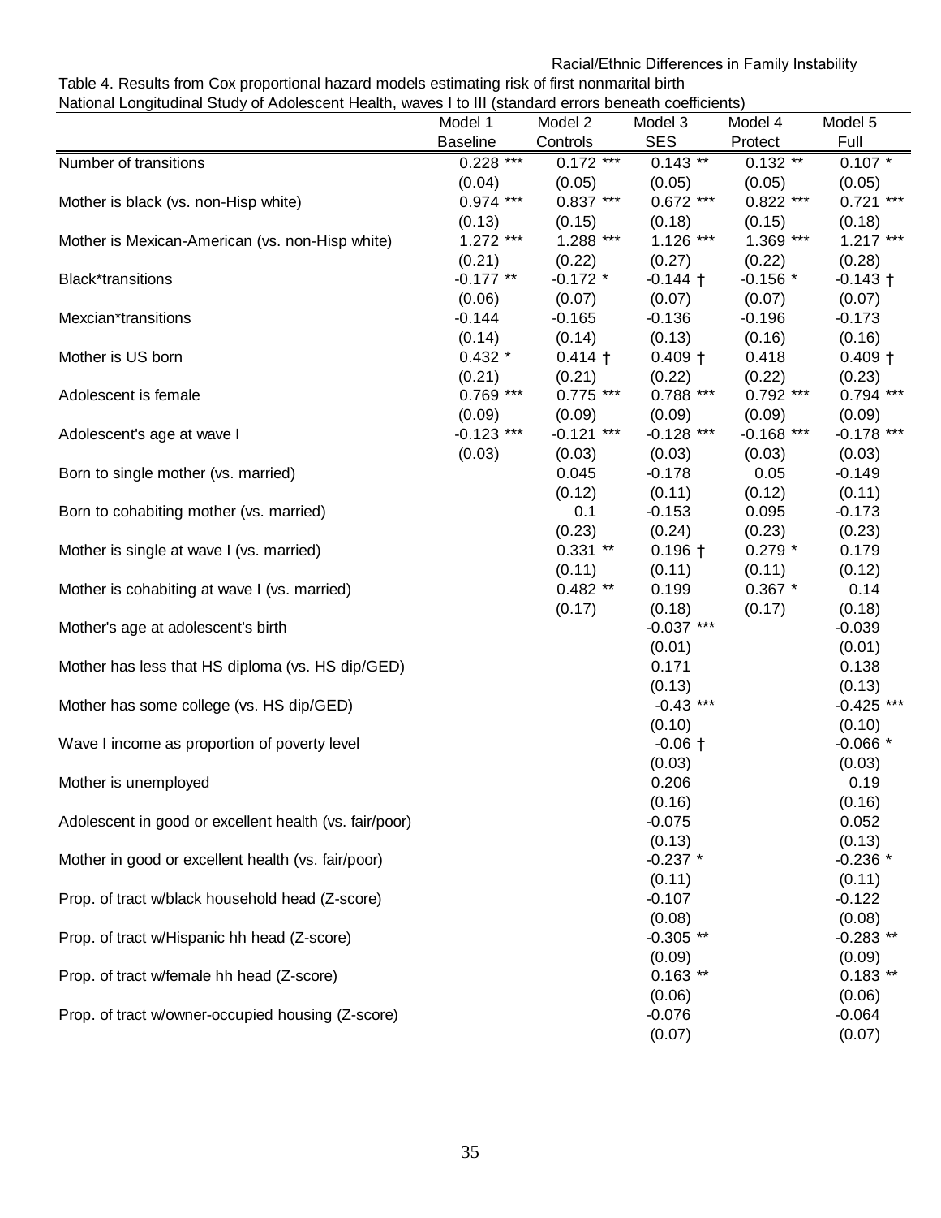Table 4. Results from Cox proportional hazard models estimating risk of first nonmarital birth

National Longitudinal Study of Adolescent Health, waves I to III (standard errors beneath coefficients)

| | Model 1 Baseline | Model 2 Controls | Model 3 SES | Model 4 Protect | Model 5 Full |
|---|---|---|---|---|---|
| Number of transitions | 0.228 *** | 0.172 *** | 0.143 ** | 0.132 ** | 0.107 * |
| | (0.04) | (0.05) | (0.05) | (0.05) | (0.05) |
| Mother is black (vs. non-Hisp white) | 0.974 *** | 0.837 *** | 0.672 *** | 0.822 *** | 0.721 *** |
| | (0.13) | (0.15) | (0.18) | (0.15) | (0.18) |
| Mother is Mexican-American (vs. non-Hisp white) | 1.272 *** | 1.288 *** | 1.126 *** | 1.369 *** | 1.217 *** |
| | (0.21) | (0.22) | (0.27) | (0.22) | (0.28) |
| Black*transitions | -0.177 ** | -0.172 * | -0.144 † | -0.156 * | -0.143 † |
| | (0.06) | (0.07) | (0.07) | (0.07) | (0.07) |
| Mexcian*transitions | -0.144 | -0.165 | -0.136 | -0.196 | -0.173 |
| | (0.14) | (0.14) | (0.13) | (0.16) | (0.16) |
| Mother is US born | 0.432 * | 0.414 † | 0.409 † | 0.418 | 0.409 † |
| | (0.21) | (0.21) | (0.22) | (0.22) | (0.23) |
| Adolescent is female | 0.769 *** | 0.775 *** | 0.788 *** | 0.792 *** | 0.794 *** |
| | (0.09) | (0.09) | (0.09) | (0.09) | (0.09) |
| Adolescent's age at wave I | -0.123 *** | -0.121 *** | -0.128 *** | -0.168 *** | -0.178 *** |
| | (0.03) | (0.03) | (0.03) | (0.03) | (0.03) |
| Born to single mother (vs. married) | | 0.045 | -0.178 | 0.05 | -0.149 |
| | | (0.12) | (0.11) | (0.12) | (0.11) |
| Born to cohabiting mother (vs. married) | | 0.1 | -0.153 | 0.095 | -0.173 |
| | | (0.23) | (0.24) | (0.23) | (0.23) |
| Mother is single at wave I (vs. married) | | 0.331 ** | 0.196 † | 0.279 * | 0.179 |
| | | (0.11) | (0.11) | (0.11) | (0.12) |
| Mother is cohabiting at wave I (vs. married) | | 0.482 ** | 0.199 | 0.367 * | 0.14 |
| | | (0.17) | (0.18) | (0.17) | (0.18) |
| Mother's age at adolescent's birth | | | -0.037 *** | | -0.039 |
| | | | (0.01) | | (0.01) |
| Mother has less that HS diploma (vs. HS dip/GED) | | | 0.171 | | 0.138 |
| | | | (0.13) | | (0.13) |
| Mother has some college (vs. HS dip/GED) | | | -0.43 *** | | -0.425 *** |
| | | | (0.10) | | (0.10) |
| Wave I income as proportion of poverty level | | | -0.06 † | | -0.066 * |
| | | | (0.03) | | (0.03) |
| Mother is unemployed | | | 0.206 | | 0.19 |
| | | | (0.16) | | (0.16) |
| Adolescent in good or excellent health (vs. fair/poor) | | | -0.075 | | 0.052 |
| | | | (0.13) | | (0.13) |
| Mother in good or excellent health (vs. fair/poor) | | | -0.237 * | | -0.236 * |
| | | | (0.11) | | (0.11) |
| Prop. of tract w/black household head (Z-score) | | | -0.107 | | -0.122 |
| | | | (0.08) | | (0.08) |
| Prop. of tract w/Hispanic hh head (Z-score) | | | -0.305 ** | | -0.283 ** |
| | | | (0.09) | | (0.09) |
| Prop. of tract w/female hh head (Z-score) | | | 0.163 ** | | 0.183 ** |
| | | | (0.06) | | (0.06) |
| Prop. of tract w/owner-occupied housing (Z-score) | | | -0.076 | | -0.064 |
| | | | (0.07) | | (0.07) |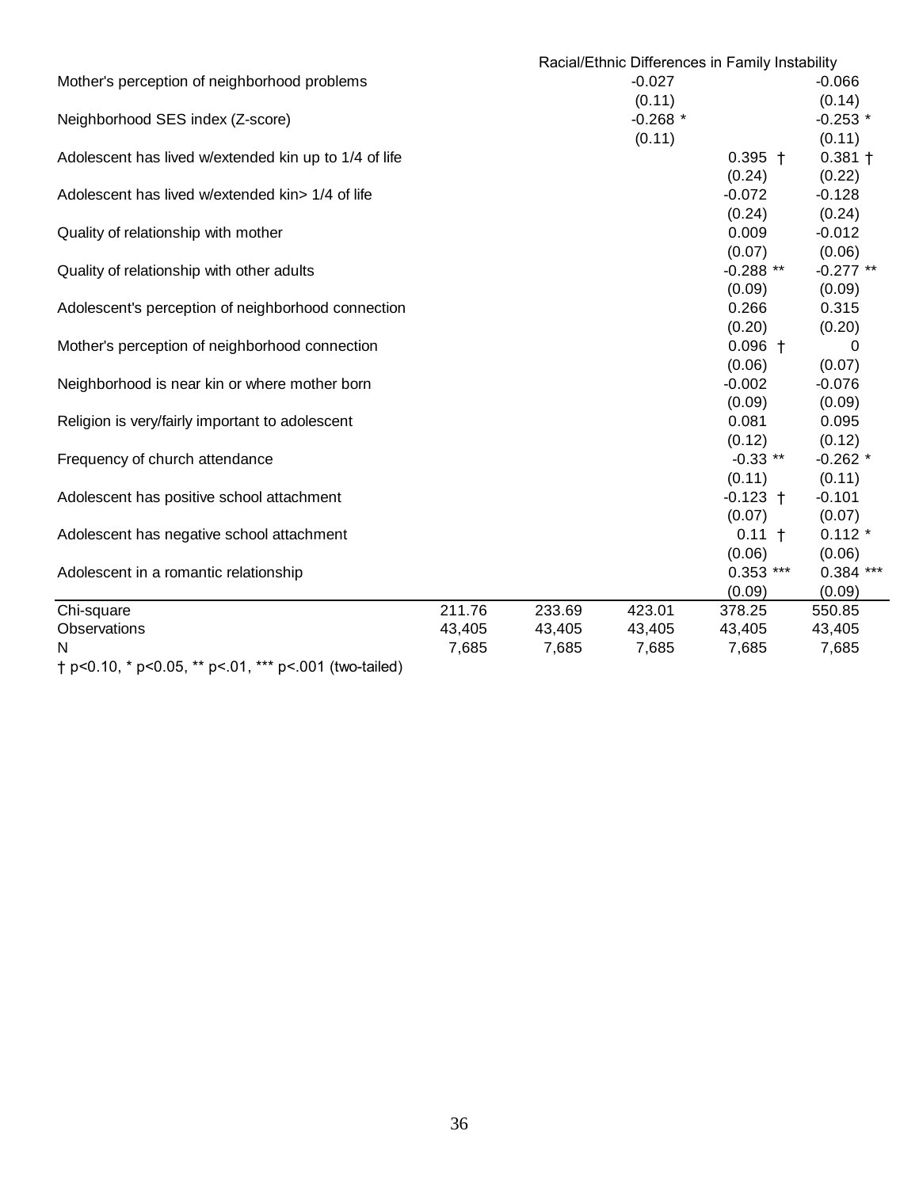| | | | | | |
|---|---|---|---|---|---|
| | Racial/Ethnic Differences in Family Instability | | | | |
| Mother's perception of neighborhood problems | | | -0.027 | | -0.066 |
| | | | (0.11) | | (0.14) |
| Neighborhood SES index (Z-score) | | | -0.268 * | | -0.253 * |
| | | | (0.11) | | (0.11) |
| Adolescent has lived w/extended kin up to 1/4 of life | | | | 0.395 † | 0.381 † |
| | | | | (0.24) | (0.22) |
| Adolescent has lived w/extended kin> 1/4 of life | | | | -0.072 | -0.128 |
| | | | | (0.24) | (0.24) |
| Quality of relationship with mother | | | | 0.009 | -0.012 |
| | | | | (0.07) | (0.06) |
| Quality of relationship with other adults | | | | -0.288 ** | -0.277 ** |
| | | | | (0.09) | (0.09) |
| Adolescent's perception of neighborhood connection | | | | 0.266 | 0.315 |
| | | | | (0.20) | (0.20) |
| Mother's perception of neighborhood connection | | | | 0.096 † | 0 |
| | | | | (0.06) | (0.07) |
| Neighborhood is near kin or where mother born | | | | -0.002 | -0.076 |
| | | | | (0.09) | (0.09) |
| Religion is very/fairly important to adolescent | | | | 0.081 | 0.095 |
| | | | | (0.12) | (0.12) |
| Frequency of church attendance | | | | -0.33 ** | -0.262 * |
| | | | | (0.11) | (0.11) |
| Adolescent has positive school attachment | | | | -0.123 † | -0.101 |
| | | | | (0.07) | (0.07) |
| Adolescent has negative school attachment | | | | 0.11 † | 0.112 * |
| | | | | (0.06) | (0.06) |
| Adolescent in a romantic relationship | | | | 0.353 *** | 0.384 *** |
| | | | | (0.09) | (0.09) |
| Chi-square | 211.76 | 233.69 | 423.01 | 378.25 | 550.85 |
| Observations | 43,405 | 43,405 | 43,405 | 43,405 | 43,405 |
| N | 7,685 | 7,685 | 7,685 | 7,685 | 7,685 |

† p<0.10, * p<0.05, ** p<.01, *** p<.001 (two-tailed)